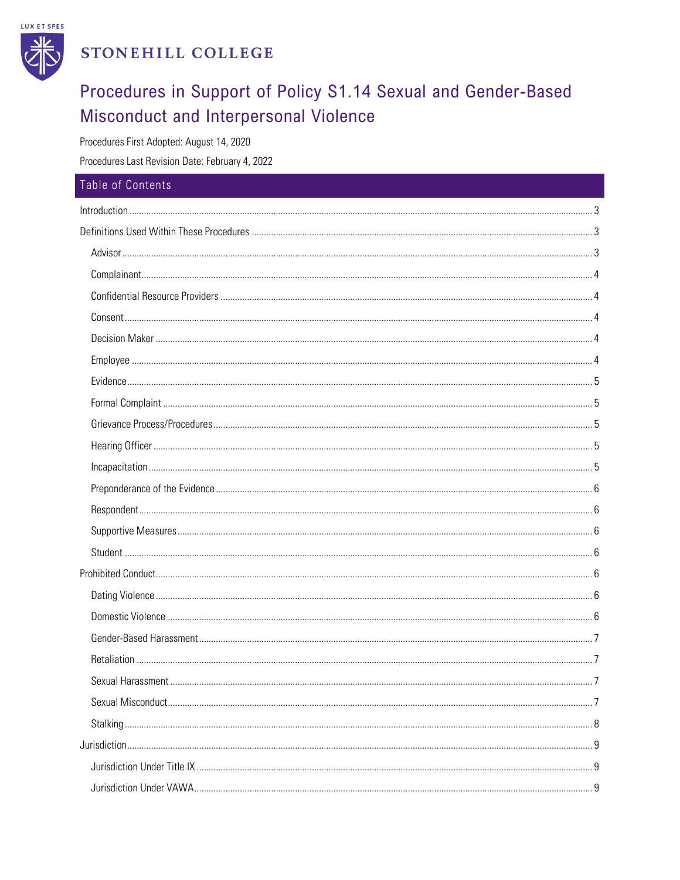LUX ET SPES

STONEHILL COLLEGE

# Procedures in Support of Policy S1.14 Sexual and Gender-Based Misconduct and Interpersonal Violence

Procedures First Adopted: August 14, 2020

Procedures Last Revision Date: February 4, 2022

## Table of Contents

- Introduction ..... 3
- Definitions Used Within These Procedures ..... 3
  - Advisor ..... 3
  - Complainant ..... 4
  - Confidential Resource Providers ..... 4
  - Consent ..... 4
  - Decision Maker ..... 4
  - Employee ..... 4
  - Evidence ..... 5
  - Formal Complaint ..... 5
  - Grievance Process/Procedures ..... 5
  - Hearing Officer ..... 5
  - Incapacitation ..... 5
  - Preponderance of the Evidence ..... 6
  - Respondent ..... 6
  - Supportive Measures ..... 6
  - Student ..... 6
- Prohibited Conduct ..... 6
  - Dating Violence ..... 6
  - Domestic Violence ..... 6
  - Gender-Based Harassment ..... 7
  - Retaliation ..... 7
  - Sexual Harassment ..... 7
  - Sexual Misconduct ..... 7
  - Stalking ..... 8
- Jurisdiction ..... 9
  - Jurisdiction Under Title IX ..... 9
  - Jurisdiction Under VAWA ..... 9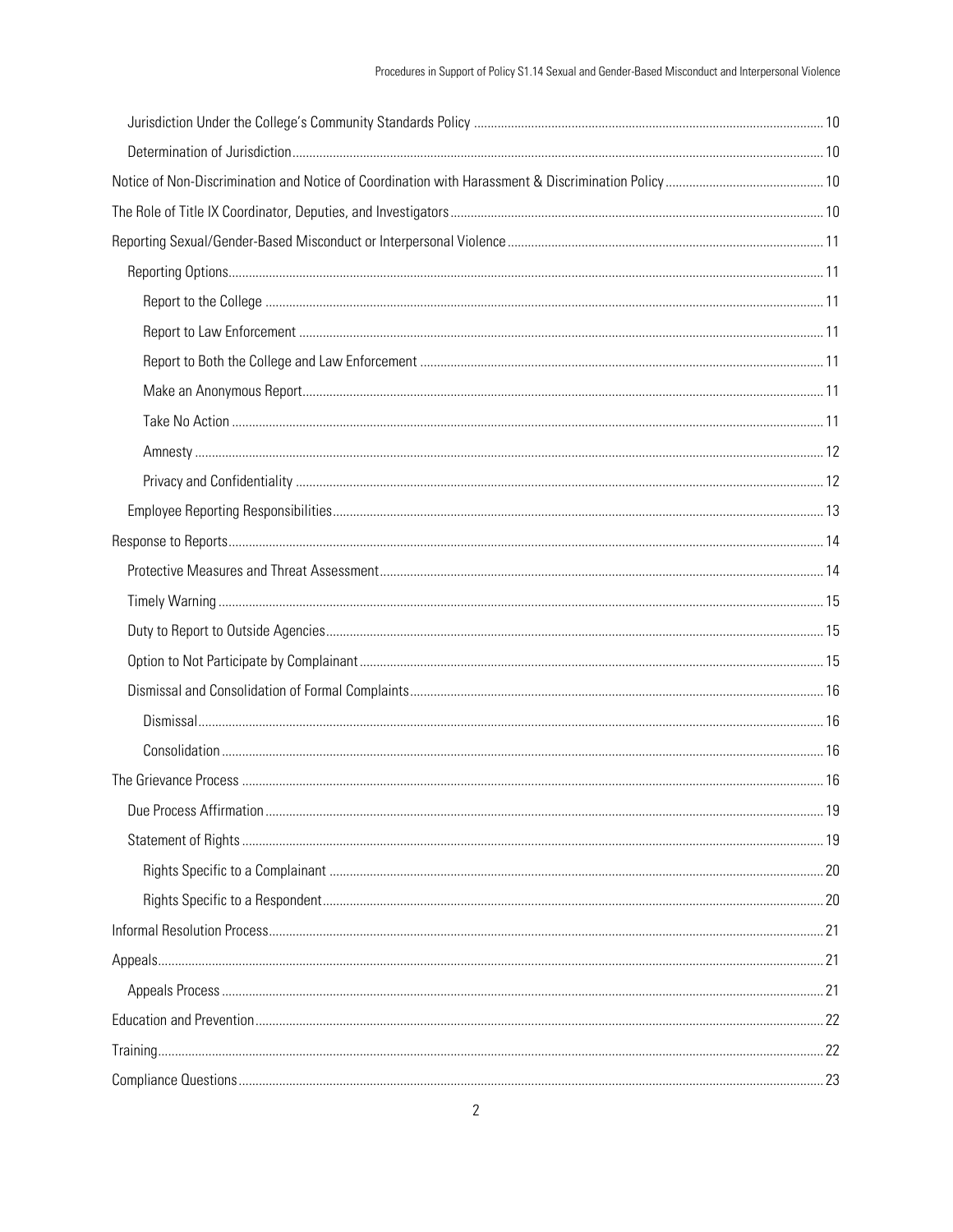- Jurisdiction Under the College's Community Standards Policy ..... 10
- Determination of Jurisdiction ..... 10

Notice of Non-Discrimination and Notice of Coordination with Harassment & Discrimination Policy ..... 10

The Role of Title IX Coordinator, Deputies, and Investigators ..... 10

Reporting Sexual/Gender-Based Misconduct or Interpersonal Violence ..... 11

- Reporting Options ..... 11
  - Report to the College ..... 11
  - Report to Law Enforcement ..... 11
  - Report to Both the College and Law Enforcement ..... 11
  - Make an Anonymous Report ..... 11
  - Take No Action ..... 11
  - Amnesty ..... 12
  - Privacy and Confidentiality ..... 12
- Employee Reporting Responsibilities ..... 13

Response to Reports ..... 14

- Protective Measures and Threat Assessment ..... 14
- Timely Warning ..... 15
- Duty to Report to Outside Agencies ..... 15
- Option to Not Participate by Complainant ..... 15
- Dismissal and Consolidation of Formal Complaints ..... 16
  - Dismissal ..... 16
  - Consolidation ..... 16

The Grievance Process ..... 16

- Due Process Affirmation ..... 19
- Statement of Rights ..... 19
  - Rights Specific to a Complainant ..... 20
  - Rights Specific to a Respondent ..... 20

Informal Resolution Process ..... 21

Appeals ..... 21

- Appeals Process ..... 21

Education and Prevention ..... 22

Training ..... 22

Compliance Questions ..... 23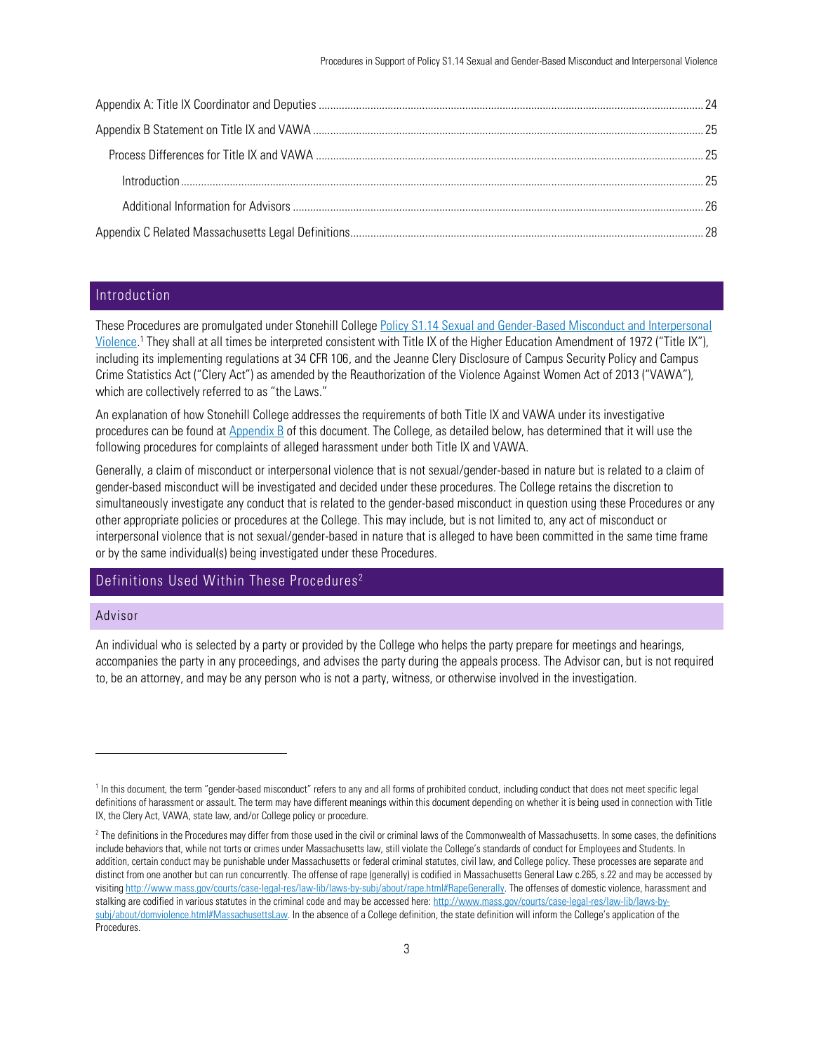| | |
|---|---|
| Appendix A: Title IX Coordinator and Deputies | 24 |
| Appendix B Statement on Title IX and VAWA | 25 |
| Process Differences for Title IX and VAWA | 25 |
| Introduction | 25 |
| Additional Information for Advisors | 26 |
| Appendix C Related Massachusetts Legal Definitions | 28 |

## Introduction

These Procedures are promulgated under Stonehill College Policy S1.14 Sexual and Gender-Based Misconduct and Interpersonal Violence.[1] They shall at all times be interpreted consistent with Title IX of the Higher Education Amendment of 1972 ("Title IX"), including its implementing regulations at 34 CFR 106, and the Jeanne Clery Disclosure of Campus Security Policy and Campus Crime Statistics Act ("Clery Act") as amended by the Reauthorization of the Violence Against Women Act of 2013 ("VAWA"), which are collectively referred to as "the Laws."

An explanation of how Stonehill College addresses the requirements of both Title IX and VAWA under its investigative procedures can be found at Appendix B of this document. The College, as detailed below, has determined that it will use the following procedures for complaints of alleged harassment under both Title IX and VAWA.

Generally, a claim of misconduct or interpersonal violence that is not sexual/gender-based in nature but is related to a claim of gender-based misconduct will be investigated and decided under these procedures. The College retains the discretion to simultaneously investigate any conduct that is related to the gender-based misconduct in question using these Procedures or any other appropriate policies or procedures at the College. This may include, but is not limited to, any act of misconduct or interpersonal violence that is not sexual/gender-based in nature that is alleged to have been committed in the same time frame or by the same individual(s) being investigated under these Procedures.

## Definitions Used Within These Procedures[2]

### Advisor

An individual who is selected by a party or provided by the College who helps the party prepare for meetings and hearings, accompanies the party in any proceedings, and advises the party during the appeals process. The Advisor can, but is not required to, be an attorney, and may be any person who is not a party, witness, or otherwise involved in the investigation.

---

[1] In this document, the term "gender-based misconduct" refers to any and all forms of prohibited conduct, including conduct that does not meet specific legal definitions of harassment or assault. The term may have different meanings within this document depending on whether it is being used in connection with Title IX, the Clery Act, VAWA, state law, and/or College policy or procedure.

[2] The definitions in the Procedures may differ from those used in the civil or criminal laws of the Commonwealth of Massachusetts. In some cases, the definitions include behaviors that, while not torts or crimes under Massachusetts law, still violate the College's standards of conduct for Employees and Students. In addition, certain conduct may be punishable under Massachusetts or federal criminal statutes, civil law, and College policy. These processes are separate and distinct from one another but can run concurrently. The offense of rape (generally) is codified in Massachusetts General Law c.265, s.22 and may be accessed by visiting http://www.mass.gov/courts/case-legal-res/law-lib/laws-by-subj/about/rape.html#RapeGenerally. The offenses of domestic violence, harassment and stalking are codified in various statutes in the criminal code and may be accessed here: http://www.mass.gov/courts/case-legal-res/law-lib/laws-by-subj/about/domviolence.html#MassachusettsLaw. In the absence of a College definition, the state definition will inform the College's application of the Procedures.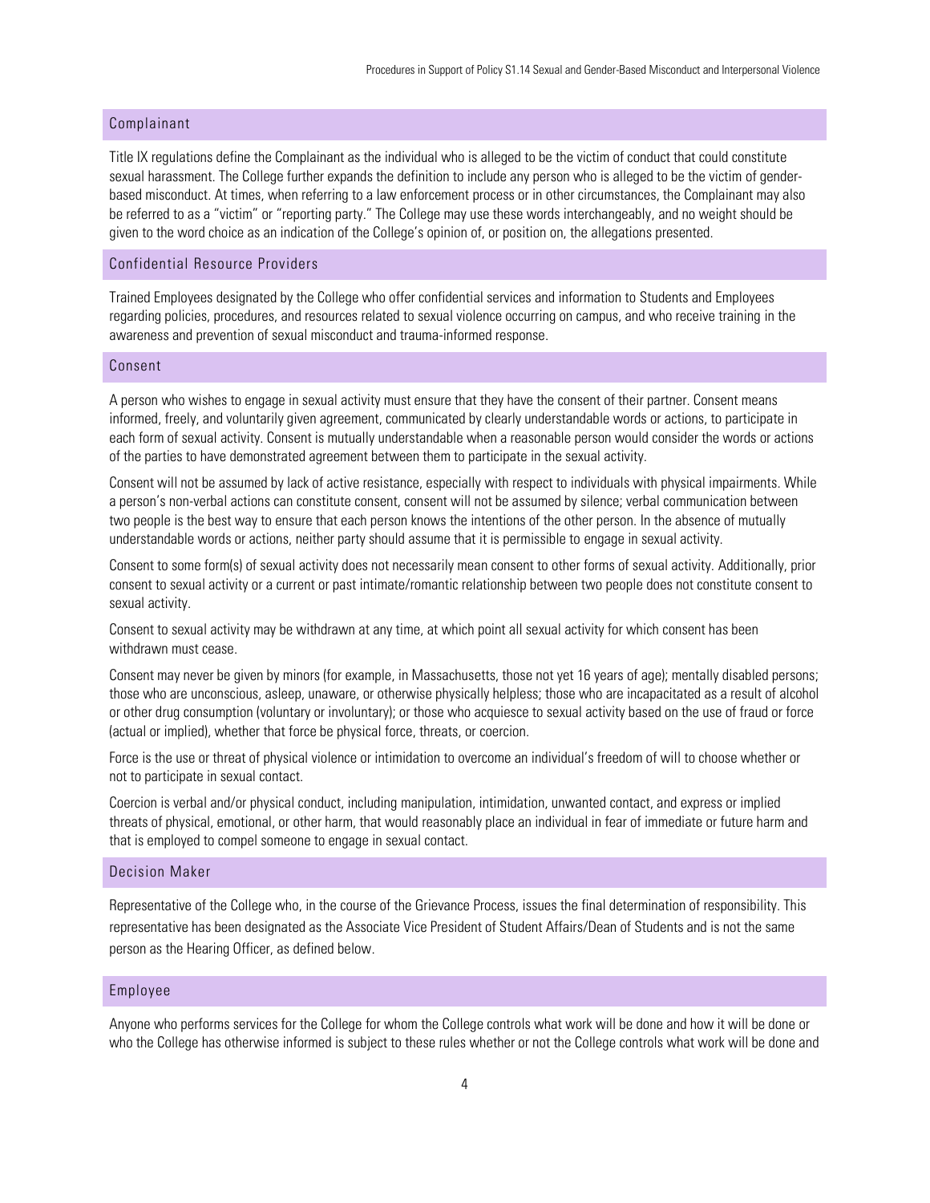### Complainant

Title IX regulations define the Complainant as the individual who is alleged to be the victim of conduct that could constitute sexual harassment. The College further expands the definition to include any person who is alleged to be the victim of gender-based misconduct. At times, when referring to a law enforcement process or in other circumstances, the Complainant may also be referred to as a "victim" or "reporting party." The College may use these words interchangeably, and no weight should be given to the word choice as an indication of the College's opinion of, or position on, the allegations presented.

### Confidential Resource Providers

Trained Employees designated by the College who offer confidential services and information to Students and Employees regarding policies, procedures, and resources related to sexual violence occurring on campus, and who receive training in the awareness and prevention of sexual misconduct and trauma-informed response.

### Consent

A person who wishes to engage in sexual activity must ensure that they have the consent of their partner. Consent means informed, freely, and voluntarily given agreement, communicated by clearly understandable words or actions, to participate in each form of sexual activity. Consent is mutually understandable when a reasonable person would consider the words or actions of the parties to have demonstrated agreement between them to participate in the sexual activity.

Consent will not be assumed by lack of active resistance, especially with respect to individuals with physical impairments. While a person's non-verbal actions can constitute consent, consent will not be assumed by silence; verbal communication between two people is the best way to ensure that each person knows the intentions of the other person. In the absence of mutually understandable words or actions, neither party should assume that it is permissible to engage in sexual activity.

Consent to some form(s) of sexual activity does not necessarily mean consent to other forms of sexual activity. Additionally, prior consent to sexual activity or a current or past intimate/romantic relationship between two people does not constitute consent to sexual activity.

Consent to sexual activity may be withdrawn at any time, at which point all sexual activity for which consent has been withdrawn must cease.

Consent may never be given by minors (for example, in Massachusetts, those not yet 16 years of age); mentally disabled persons; those who are unconscious, asleep, unaware, or otherwise physically helpless; those who are incapacitated as a result of alcohol or other drug consumption (voluntary or involuntary); or those who acquiesce to sexual activity based on the use of fraud or force (actual or implied), whether that force be physical force, threats, or coercion.

Force is the use or threat of physical violence or intimidation to overcome an individual's freedom of will to choose whether or not to participate in sexual contact.

Coercion is verbal and/or physical conduct, including manipulation, intimidation, unwanted contact, and express or implied threats of physical, emotional, or other harm, that would reasonably place an individual in fear of immediate or future harm and that is employed to compel someone to engage in sexual contact.

### Decision Maker

Representative of the College who, in the course of the Grievance Process, issues the final determination of responsibility. This representative has been designated as the Associate Vice President of Student Affairs/Dean of Students and is not the same person as the Hearing Officer, as defined below.

### Employee

Anyone who performs services for the College for whom the College controls what work will be done and how it will be done or who the College has otherwise informed is subject to these rules whether or not the College controls what work will be done and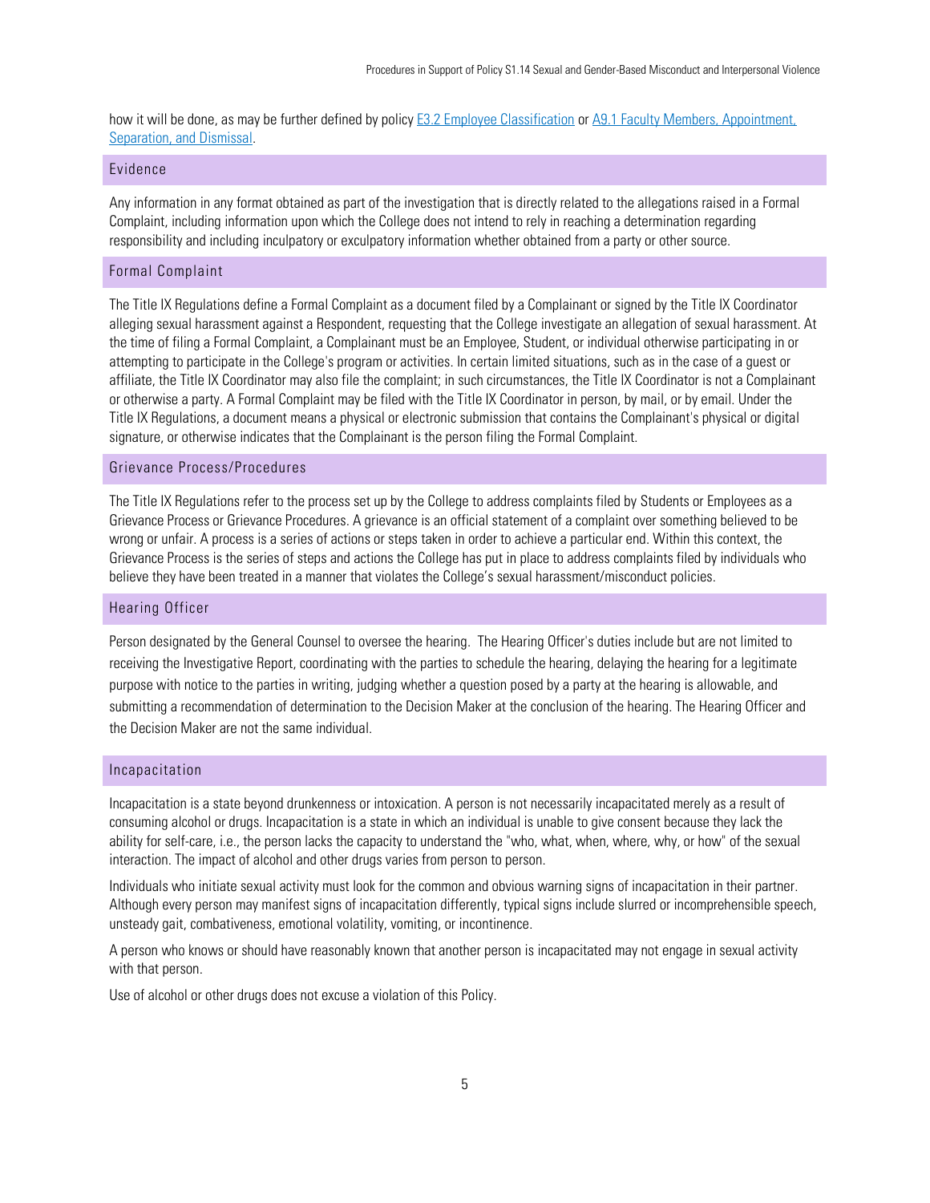how it will be done, as may be further defined by policy [E3.2 Employee Classification] or [A9.1 Faculty Members, Appointment, Separation, and Dismissal].

### Evidence

Any information in any format obtained as part of the investigation that is directly related to the allegations raised in a Formal Complaint, including information upon which the College does not intend to rely in reaching a determination regarding responsibility and including inculpatory or exculpatory information whether obtained from a party or other source.

### Formal Complaint

The Title IX Regulations define a Formal Complaint as a document filed by a Complainant or signed by the Title IX Coordinator alleging sexual harassment against a Respondent, requesting that the College investigate an allegation of sexual harassment. At the time of filing a Formal Complaint, a Complainant must be an Employee, Student, or individual otherwise participating in or attempting to participate in the College's program or activities. In certain limited situations, such as in the case of a guest or affiliate, the Title IX Coordinator may also file the complaint; in such circumstances, the Title IX Coordinator is not a Complainant or otherwise a party. A Formal Complaint may be filed with the Title IX Coordinator in person, by mail, or by email. Under the Title IX Regulations, a document means a physical or electronic submission that contains the Complainant's physical or digital signature, or otherwise indicates that the Complainant is the person filing the Formal Complaint.

### Grievance Process/Procedures

The Title IX Regulations refer to the process set up by the College to address complaints filed by Students or Employees as a Grievance Process or Grievance Procedures. A grievance is an official statement of a complaint over something believed to be wrong or unfair. A process is a series of actions or steps taken in order to achieve a particular end. Within this context, the Grievance Process is the series of steps and actions the College has put in place to address complaints filed by individuals who believe they have been treated in a manner that violates the College's sexual harassment/misconduct policies.

### Hearing Officer

Person designated by the General Counsel to oversee the hearing. The Hearing Officer's duties include but are not limited to receiving the Investigative Report, coordinating with the parties to schedule the hearing, delaying the hearing for a legitimate purpose with notice to the parties in writing, judging whether a question posed by a party at the hearing is allowable, and submitting a recommendation of determination to the Decision Maker at the conclusion of the hearing. The Hearing Officer and the Decision Maker are not the same individual.

### Incapacitation

Incapacitation is a state beyond drunkenness or intoxication. A person is not necessarily incapacitated merely as a result of consuming alcohol or drugs. Incapacitation is a state in which an individual is unable to give consent because they lack the ability for self-care, i.e., the person lacks the capacity to understand the "who, what, when, where, why, or how" of the sexual interaction. The impact of alcohol and other drugs varies from person to person.

Individuals who initiate sexual activity must look for the common and obvious warning signs of incapacitation in their partner. Although every person may manifest signs of incapacitation differently, typical signs include slurred or incomprehensible speech, unsteady gait, combativeness, emotional volatility, vomiting, or incontinence.

A person who knows or should have reasonably known that another person is incapacitated may not engage in sexual activity with that person.

Use of alcohol or other drugs does not excuse a violation of this Policy.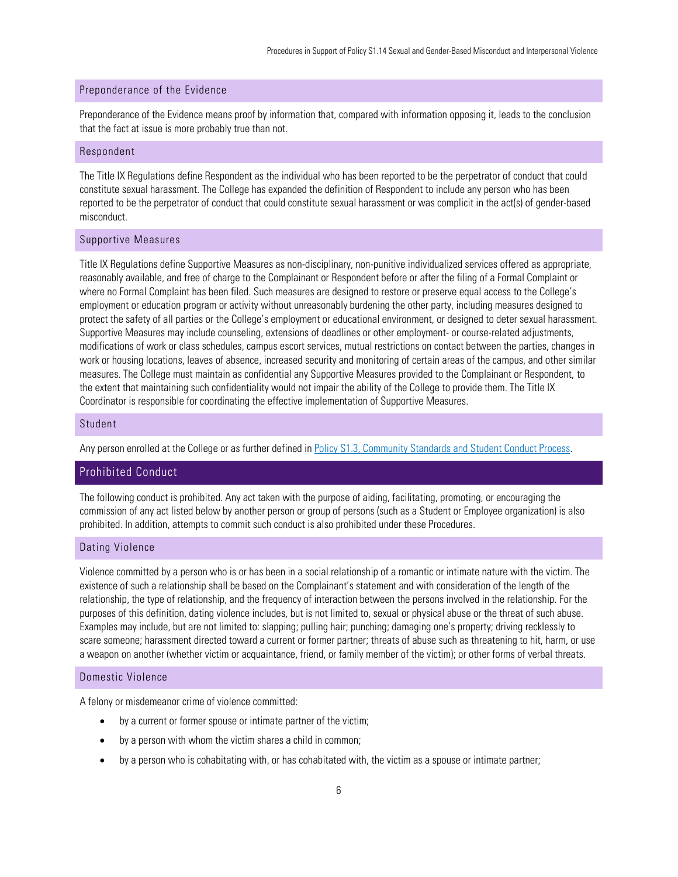### Preponderance of the Evidence

Preponderance of the Evidence means proof by information that, compared with information opposing it, leads to the conclusion that the fact at issue is more probably true than not.

### Respondent

The Title IX Regulations define Respondent as the individual who has been reported to be the perpetrator of conduct that could constitute sexual harassment. The College has expanded the definition of Respondent to include any person who has been reported to be the perpetrator of conduct that could constitute sexual harassment or was complicit in the act(s) of gender-based misconduct.

### Supportive Measures

Title IX Regulations define Supportive Measures as non-disciplinary, non-punitive individualized services offered as appropriate, reasonably available, and free of charge to the Complainant or Respondent before or after the filing of a Formal Complaint or where no Formal Complaint has been filed. Such measures are designed to restore or preserve equal access to the College's employment or education program or activity without unreasonably burdening the other party, including measures designed to protect the safety of all parties or the College's employment or educational environment, or designed to deter sexual harassment. Supportive Measures may include counseling, extensions of deadlines or other employment- or course-related adjustments, modifications of work or class schedules, campus escort services, mutual restrictions on contact between the parties, changes in work or housing locations, leaves of absence, increased security and monitoring of certain areas of the campus, and other similar measures. The College must maintain as confidential any Supportive Measures provided to the Complainant or Respondent, to the extent that maintaining such confidentiality would not impair the ability of the College to provide them. The Title IX Coordinator is responsible for coordinating the effective implementation of Supportive Measures.

### Student

Any person enrolled at the College or as further defined in [Policy S1.3, Community Standards and Student Conduct Process](#).

## Prohibited Conduct

The following conduct is prohibited. Any act taken with the purpose of aiding, facilitating, promoting, or encouraging the commission of any act listed below by another person or group of persons (such as a Student or Employee organization) is also prohibited. In addition, attempts to commit such conduct is also prohibited under these Procedures.

### Dating Violence

Violence committed by a person who is or has been in a social relationship of a romantic or intimate nature with the victim. The existence of such a relationship shall be based on the Complainant's statement and with consideration of the length of the relationship, the type of relationship, and the frequency of interaction between the persons involved in the relationship. For the purposes of this definition, dating violence includes, but is not limited to, sexual or physical abuse or the threat of such abuse. Examples may include, but are not limited to: slapping; pulling hair; punching; damaging one's property; driving recklessly to scare someone; harassment directed toward a current or former partner; threats of abuse such as threatening to hit, harm, or use a weapon on another (whether victim or acquaintance, friend, or family member of the victim); or other forms of verbal threats.

### Domestic Violence

A felony or misdemeanor crime of violence committed:

- by a current or former spouse or intimate partner of the victim;
- by a person with whom the victim shares a child in common;
- by a person who is cohabitating with, or has cohabitated with, the victim as a spouse or intimate partner;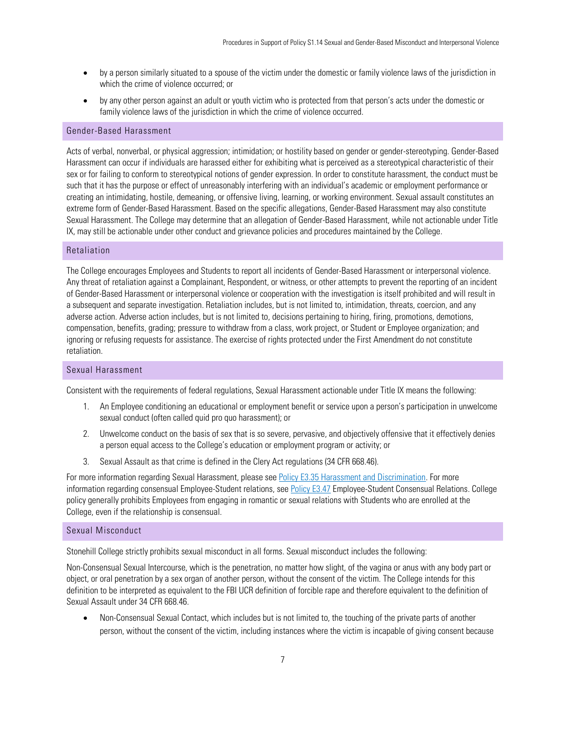- by a person similarly situated to a spouse of the victim under the domestic or family violence laws of the jurisdiction in which the crime of violence occurred; or
- by any other person against an adult or youth victim who is protected from that person's acts under the domestic or family violence laws of the jurisdiction in which the crime of violence occurred.

### Gender-Based Harassment

Acts of verbal, nonverbal, or physical aggression; intimidation; or hostility based on gender or gender-stereotyping. Gender-Based Harassment can occur if individuals are harassed either for exhibiting what is perceived as a stereotypical characteristic of their sex or for failing to conform to stereotypical notions of gender expression. In order to constitute harassment, the conduct must be such that it has the purpose or effect of unreasonably interfering with an individual's academic or employment performance or creating an intimidating, hostile, demeaning, or offensive living, learning, or working environment. Sexual assault constitutes an extreme form of Gender-Based Harassment. Based on the specific allegations, Gender-Based Harassment may also constitute Sexual Harassment. The College may determine that an allegation of Gender-Based Harassment, while not actionable under Title IX, may still be actionable under other conduct and grievance policies and procedures maintained by the College.

### Retaliation

The College encourages Employees and Students to report all incidents of Gender-Based Harassment or interpersonal violence. Any threat of retaliation against a Complainant, Respondent, or witness, or other attempts to prevent the reporting of an incident of Gender-Based Harassment or interpersonal violence or cooperation with the investigation is itself prohibited and will result in a subsequent and separate investigation. Retaliation includes, but is not limited to, intimidation, threats, coercion, and any adverse action. Adverse action includes, but is not limited to, decisions pertaining to hiring, firing, promotions, demotions, compensation, benefits, grading; pressure to withdraw from a class, work project, or Student or Employee organization; and ignoring or refusing requests for assistance. The exercise of rights protected under the First Amendment do not constitute retaliation.

### Sexual Harassment

Consistent with the requirements of federal regulations, Sexual Harassment actionable under Title IX means the following:

1. An Employee conditioning an educational or employment benefit or service upon a person's participation in unwelcome sexual conduct (often called quid pro quo harassment); or
2. Unwelcome conduct on the basis of sex that is so severe, pervasive, and objectively offensive that it effectively denies a person equal access to the College's education or employment program or activity; or
3. Sexual Assault as that crime is defined in the Clery Act regulations (34 CFR 668.46).

For more information regarding Sexual Harassment, please see [Policy E3.35 Harassment and Discrimination](). For more information regarding consensual Employee-Student relations, see [Policy E3.47]() Employee-Student Consensual Relations. College policy generally prohibits Employees from engaging in romantic or sexual relations with Students who are enrolled at the College, even if the relationship is consensual.

### Sexual Misconduct

Stonehill College strictly prohibits sexual misconduct in all forms. Sexual misconduct includes the following:

Non-Consensual Sexual Intercourse, which is the penetration, no matter how slight, of the vagina or anus with any body part or object, or oral penetration by a sex organ of another person, without the consent of the victim. The College intends for this definition to be interpreted as equivalent to the FBI UCR definition of forcible rape and therefore equivalent to the definition of Sexual Assault under 34 CFR 668.46.

- Non-Consensual Sexual Contact, which includes but is not limited to, the touching of the private parts of another person, without the consent of the victim, including instances where the victim is incapable of giving consent because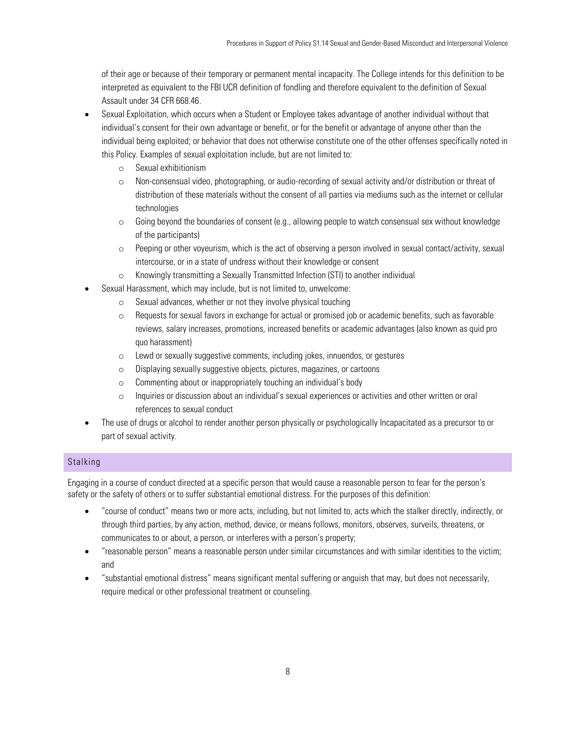of their age or because of their temporary or permanent mental incapacity. The College intends for this definition to be interpreted as equivalent to the FBI UCR definition of fondling and therefore equivalent to the definition of Sexual Assault under 34 CFR 668.46.

- Sexual Exploitation, which occurs when a Student or Employee takes advantage of another individual without that individual's consent for their own advantage or benefit, or for the benefit or advantage of anyone other than the individual being exploited; or behavior that does not otherwise constitute one of the other offenses specifically noted in this Policy. Examples of sexual exploitation include, but are not limited to:
    - Sexual exhibitionism
    - Non-consensual video, photographing, or audio-recording of sexual activity and/or distribution or threat of distribution of these materials without the consent of all parties via mediums such as the internet or cellular technologies
    - Going beyond the boundaries of consent (e.g., allowing people to watch consensual sex without knowledge of the participants)
    - Peeping or other voyeurism, which is the act of observing a person involved in sexual contact/activity, sexual intercourse, or in a state of undress without their knowledge or consent
    - Knowingly transmitting a Sexually Transmitted Infection (STI) to another individual
- Sexual Harassment, which may include, but is not limited to, unwelcome:
    - Sexual advances, whether or not they involve physical touching
    - Requests for sexual favors in exchange for actual or promised job or academic benefits, such as favorable reviews, salary increases, promotions, increased benefits or academic advantages (also known as quid pro quo harassment)
    - Lewd or sexually suggestive comments, including jokes, innuendos, or gestures
    - Displaying sexually suggestive objects, pictures, magazines, or cartoons
    - Commenting about or inappropriately touching an individual's body
    - Inquiries or discussion about an individual's sexual experiences or activities and other written or oral references to sexual conduct
- The use of drugs or alcohol to render another person physically or psychologically Incapacitated as a precursor to or part of sexual activity.

### Stalking

Engaging in a course of conduct directed at a specific person that would cause a reasonable person to fear for the person's safety or the safety of others or to suffer substantial emotional distress. For the purposes of this definition:

- "course of conduct" means two or more acts, including, but not limited to, acts which the stalker directly, indirectly, or through third parties, by any action, method, device, or means follows, monitors, observes, surveils, threatens, or communicates to or about, a person, or interferes with a person's property;
- "reasonable person" means a reasonable person under similar circumstances and with similar identities to the victim; and
- "substantial emotional distress" means significant mental suffering or anguish that may, but does not necessarily, require medical or other professional treatment or counseling.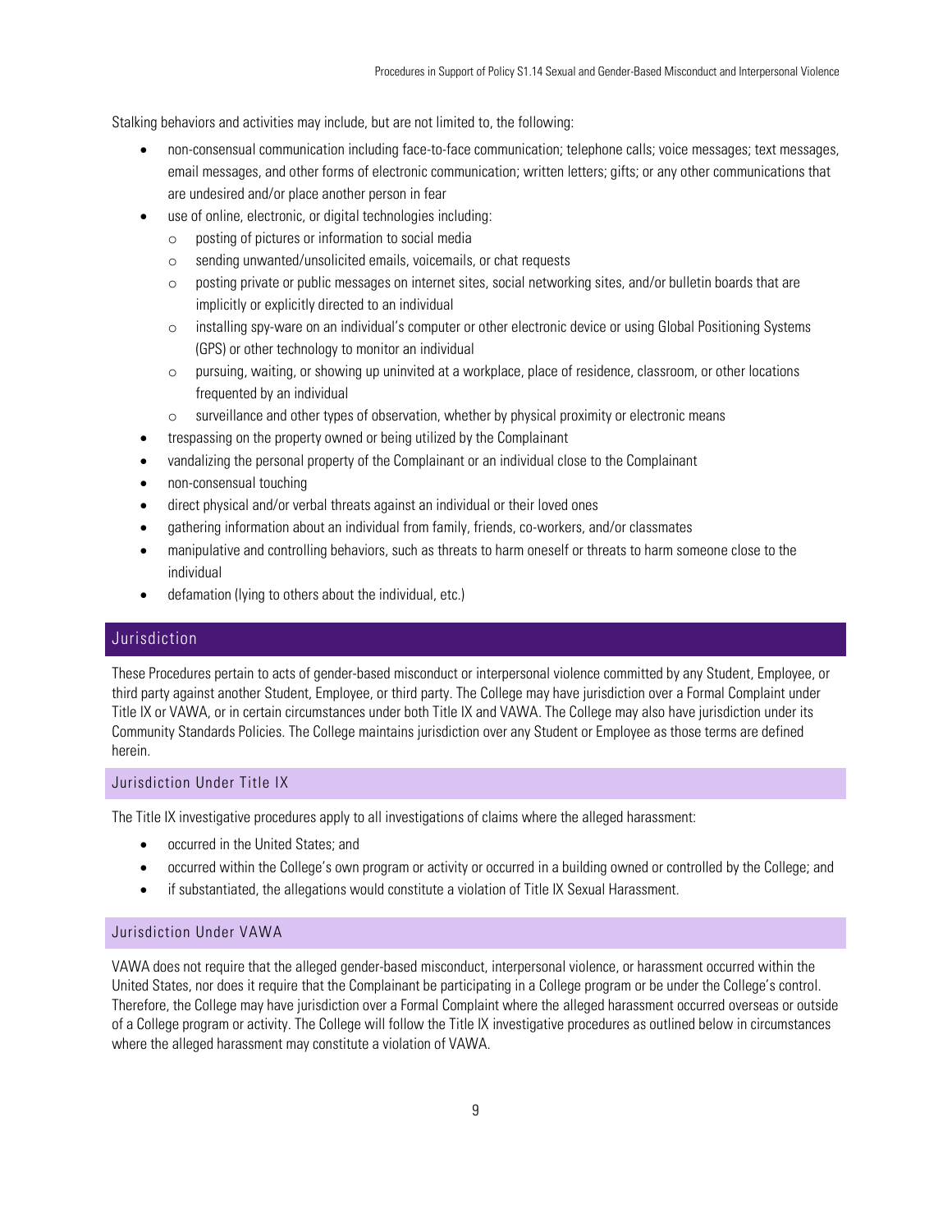Stalking behaviors and activities may include, but are not limited to, the following:

- non-consensual communication including face-to-face communication; telephone calls; voice messages; text messages, email messages, and other forms of electronic communication; written letters; gifts; or any other communications that are undesired and/or place another person in fear
- use of online, electronic, or digital technologies including:
  - posting of pictures or information to social media
  - sending unwanted/unsolicited emails, voicemails, or chat requests
  - posting private or public messages on internet sites, social networking sites, and/or bulletin boards that are implicitly or explicitly directed to an individual
  - installing spy-ware on an individual's computer or other electronic device or using Global Positioning Systems (GPS) or other technology to monitor an individual
  - pursuing, waiting, or showing up uninvited at a workplace, place of residence, classroom, or other locations frequented by an individual
  - surveillance and other types of observation, whether by physical proximity or electronic means
- trespassing on the property owned or being utilized by the Complainant
- vandalizing the personal property of the Complainant or an individual close to the Complainant
- non-consensual touching
- direct physical and/or verbal threats against an individual or their loved ones
- gathering information about an individual from family, friends, co-workers, and/or classmates
- manipulative and controlling behaviors, such as threats to harm oneself or threats to harm someone close to the individual
- defamation (lying to others about the individual, etc.)

## Jurisdiction

These Procedures pertain to acts of gender-based misconduct or interpersonal violence committed by any Student, Employee, or third party against another Student, Employee, or third party. The College may have jurisdiction over a Formal Complaint under Title IX or VAWA, or in certain circumstances under both Title IX and VAWA. The College may also have jurisdiction under its Community Standards Policies. The College maintains jurisdiction over any Student or Employee as those terms are defined herein.

### Jurisdiction Under Title IX

The Title IX investigative procedures apply to all investigations of claims where the alleged harassment:

- occurred in the United States; and
- occurred within the College's own program or activity or occurred in a building owned or controlled by the College; and
- if substantiated, the allegations would constitute a violation of Title IX Sexual Harassment.

### Jurisdiction Under VAWA

VAWA does not require that the alleged gender-based misconduct, interpersonal violence, or harassment occurred within the United States, nor does it require that the Complainant be participating in a College program or be under the College's control. Therefore, the College may have jurisdiction over a Formal Complaint where the alleged harassment occurred overseas or outside of a College program or activity. The College will follow the Title IX investigative procedures as outlined below in circumstances where the alleged harassment may constitute a violation of VAWA.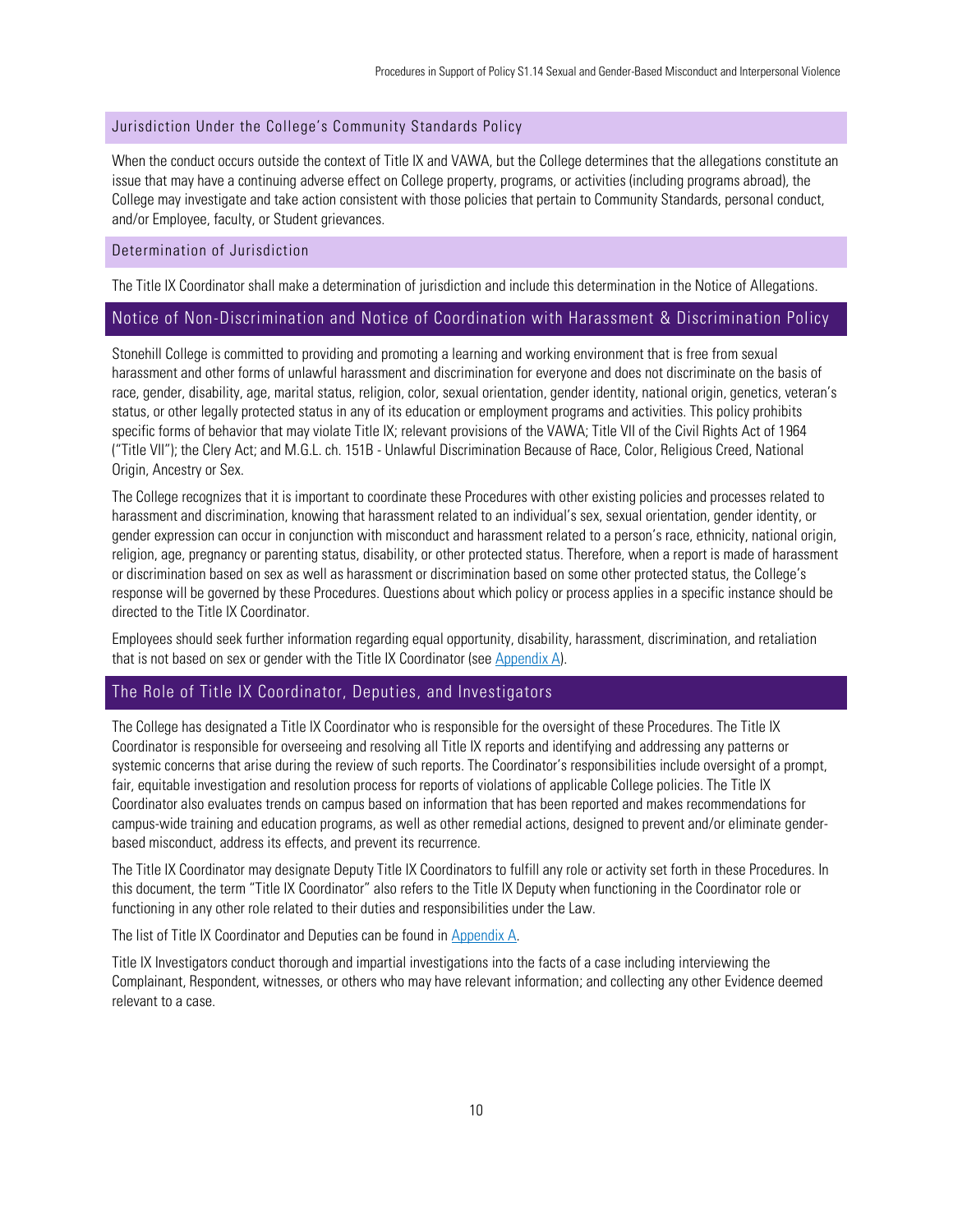### Jurisdiction Under the College's Community Standards Policy

When the conduct occurs outside the context of Title IX and VAWA, but the College determines that the allegations constitute an issue that may have a continuing adverse effect on College property, programs, or activities (including programs abroad), the College may investigate and take action consistent with those policies that pertain to Community Standards, personal conduct, and/or Employee, faculty, or Student grievances.

### Determination of Jurisdiction

The Title IX Coordinator shall make a determination of jurisdiction and include this determination in the Notice of Allegations.

## Notice of Non-Discrimination and Notice of Coordination with Harassment & Discrimination Policy

Stonehill College is committed to providing and promoting a learning and working environment that is free from sexual harassment and other forms of unlawful harassment and discrimination for everyone and does not discriminate on the basis of race, gender, disability, age, marital status, religion, color, sexual orientation, gender identity, national origin, genetics, veteran's status, or other legally protected status in any of its education or employment programs and activities. This policy prohibits specific forms of behavior that may violate Title IX; relevant provisions of the VAWA; Title VII of the Civil Rights Act of 1964 ("Title VII"); the Clery Act; and M.G.L. ch. 151B - Unlawful Discrimination Because of Race, Color, Religious Creed, National Origin, Ancestry or Sex.

The College recognizes that it is important to coordinate these Procedures with other existing policies and processes related to harassment and discrimination, knowing that harassment related to an individual's sex, sexual orientation, gender identity, or gender expression can occur in conjunction with misconduct and harassment related to a person's race, ethnicity, national origin, religion, age, pregnancy or parenting status, disability, or other protected status. Therefore, when a report is made of harassment or discrimination based on sex as well as harassment or discrimination based on some other protected status, the College's response will be governed by these Procedures. Questions about which policy or process applies in a specific instance should be directed to the Title IX Coordinator.

Employees should seek further information regarding equal opportunity, disability, harassment, discrimination, and retaliation that is not based on sex or gender with the Title IX Coordinator (see Appendix A).

## The Role of Title IX Coordinator, Deputies, and Investigators

The College has designated a Title IX Coordinator who is responsible for the oversight of these Procedures. The Title IX Coordinator is responsible for overseeing and resolving all Title IX reports and identifying and addressing any patterns or systemic concerns that arise during the review of such reports. The Coordinator's responsibilities include oversight of a prompt, fair, equitable investigation and resolution process for reports of violations of applicable College policies. The Title IX Coordinator also evaluates trends on campus based on information that has been reported and makes recommendations for campus-wide training and education programs, as well as other remedial actions, designed to prevent and/or eliminate gender-based misconduct, address its effects, and prevent its recurrence.

The Title IX Coordinator may designate Deputy Title IX Coordinators to fulfill any role or activity set forth in these Procedures. In this document, the term "Title IX Coordinator" also refers to the Title IX Deputy when functioning in the Coordinator role or functioning in any other role related to their duties and responsibilities under the Law.

The list of Title IX Coordinator and Deputies can be found in Appendix A.

Title IX Investigators conduct thorough and impartial investigations into the facts of a case including interviewing the Complainant, Respondent, witnesses, or others who may have relevant information; and collecting any other Evidence deemed relevant to a case.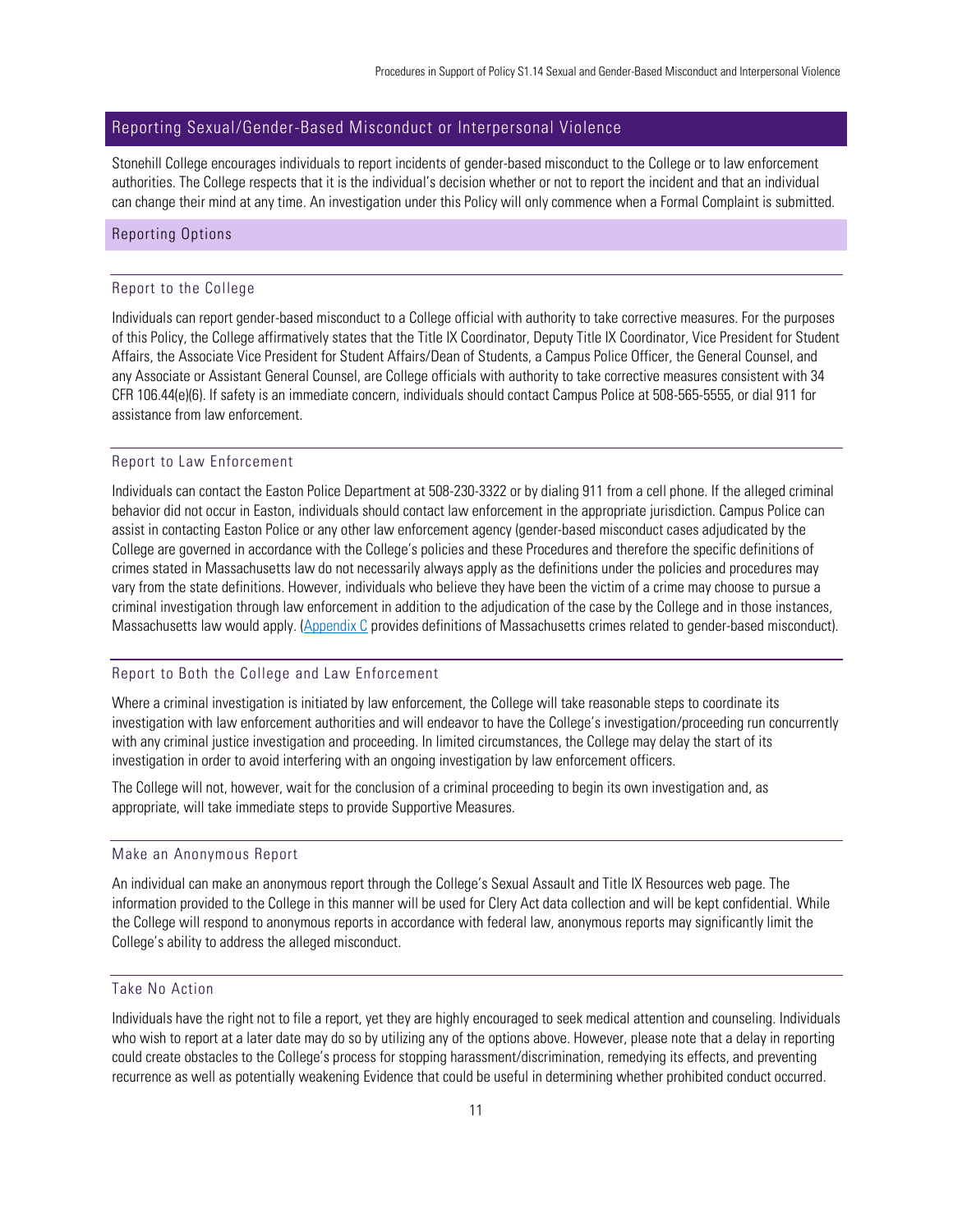## Reporting Sexual/Gender-Based Misconduct or Interpersonal Violence

Stonehill College encourages individuals to report incidents of gender-based misconduct to the College or to law enforcement authorities. The College respects that it is the individual's decision whether or not to report the incident and that an individual can change their mind at any time. An investigation under this Policy will only commence when a Formal Complaint is submitted.

### Reporting Options

#### Report to the College

Individuals can report gender-based misconduct to a College official with authority to take corrective measures. For the purposes of this Policy, the College affirmatively states that the Title IX Coordinator, Deputy Title IX Coordinator, Vice President for Student Affairs, the Associate Vice President for Student Affairs/Dean of Students, a Campus Police Officer, the General Counsel, and any Associate or Assistant General Counsel, are College officials with authority to take corrective measures consistent with 34 CFR 106.44(e)(6). If safety is an immediate concern, individuals should contact Campus Police at 508-565-5555, or dial 911 for assistance from law enforcement.

#### Report to Law Enforcement

Individuals can contact the Easton Police Department at 508-230-3322 or by dialing 911 from a cell phone. If the alleged criminal behavior did not occur in Easton, individuals should contact law enforcement in the appropriate jurisdiction. Campus Police can assist in contacting Easton Police or any other law enforcement agency (gender-based misconduct cases adjudicated by the College are governed in accordance with the College's policies and these Procedures and therefore the specific definitions of crimes stated in Massachusetts law do not necessarily always apply as the definitions under the policies and procedures may vary from the state definitions. However, individuals who believe they have been the victim of a crime may choose to pursue a criminal investigation through law enforcement in addition to the adjudication of the case by the College and in those instances, Massachusetts law would apply. (Appendix C provides definitions of Massachusetts crimes related to gender-based misconduct).

#### Report to Both the College and Law Enforcement

Where a criminal investigation is initiated by law enforcement, the College will take reasonable steps to coordinate its investigation with law enforcement authorities and will endeavor to have the College's investigation/proceeding run concurrently with any criminal justice investigation and proceeding. In limited circumstances, the College may delay the start of its investigation in order to avoid interfering with an ongoing investigation by law enforcement officers.

The College will not, however, wait for the conclusion of a criminal proceeding to begin its own investigation and, as appropriate, will take immediate steps to provide Supportive Measures.

#### Make an Anonymous Report

An individual can make an anonymous report through the College's Sexual Assault and Title IX Resources web page. The information provided to the College in this manner will be used for Clery Act data collection and will be kept confidential. While the College will respond to anonymous reports in accordance with federal law, anonymous reports may significantly limit the College's ability to address the alleged misconduct.

#### Take No Action

Individuals have the right not to file a report, yet they are highly encouraged to seek medical attention and counseling. Individuals who wish to report at a later date may do so by utilizing any of the options above. However, please note that a delay in reporting could create obstacles to the College's process for stopping harassment/discrimination, remedying its effects, and preventing recurrence as well as potentially weakening Evidence that could be useful in determining whether prohibited conduct occurred.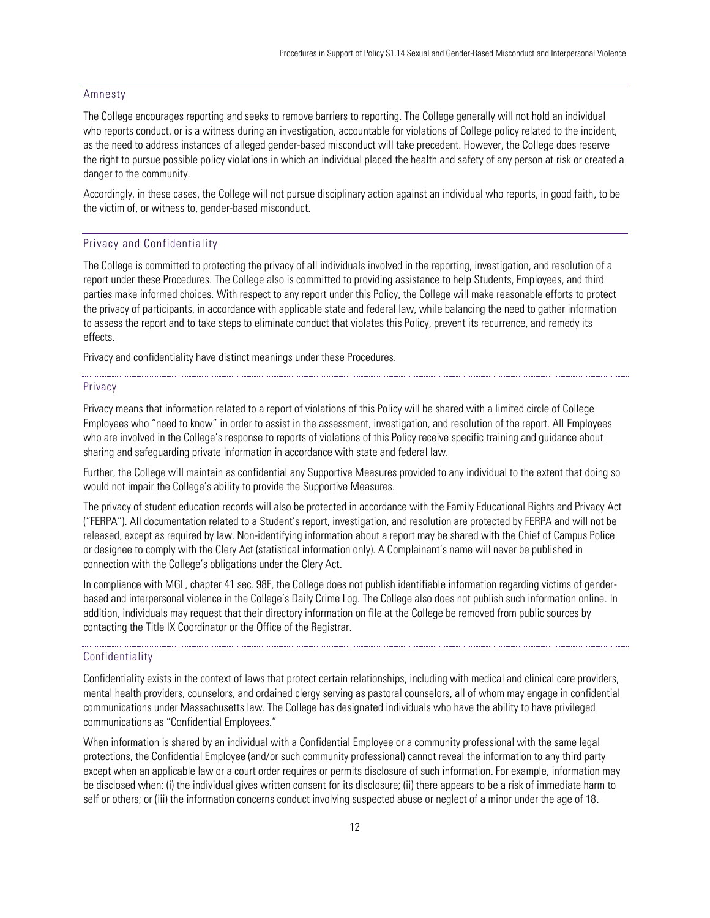## Amnesty

The College encourages reporting and seeks to remove barriers to reporting. The College generally will not hold an individual who reports conduct, or is a witness during an investigation, accountable for violations of College policy related to the incident, as the need to address instances of alleged gender-based misconduct will take precedent. However, the College does reserve the right to pursue possible policy violations in which an individual placed the health and safety of any person at risk or created a danger to the community.

Accordingly, in these cases, the College will not pursue disciplinary action against an individual who reports, in good faith, to be the victim of, or witness to, gender-based misconduct.

## Privacy and Confidentiality

The College is committed to protecting the privacy of all individuals involved in the reporting, investigation, and resolution of a report under these Procedures. The College also is committed to providing assistance to help Students, Employees, and third parties make informed choices. With respect to any report under this Policy, the College will make reasonable efforts to protect the privacy of participants, in accordance with applicable state and federal law, while balancing the need to gather information to assess the report and to take steps to eliminate conduct that violates this Policy, prevent its recurrence, and remedy its effects.

Privacy and confidentiality have distinct meanings under these Procedures.

### Privacy

Privacy means that information related to a report of violations of this Policy will be shared with a limited circle of College Employees who "need to know" in order to assist in the assessment, investigation, and resolution of the report. All Employees who are involved in the College's response to reports of violations of this Policy receive specific training and guidance about sharing and safeguarding private information in accordance with state and federal law.

Further, the College will maintain as confidential any Supportive Measures provided to any individual to the extent that doing so would not impair the College's ability to provide the Supportive Measures.

The privacy of student education records will also be protected in accordance with the Family Educational Rights and Privacy Act ("FERPA"). All documentation related to a Student's report, investigation, and resolution are protected by FERPA and will not be released, except as required by law. Non-identifying information about a report may be shared with the Chief of Campus Police or designee to comply with the Clery Act (statistical information only). A Complainant's name will never be published in connection with the College's obligations under the Clery Act.

In compliance with MGL, chapter 41 sec. 98F, the College does not publish identifiable information regarding victims of gender-based and interpersonal violence in the College's Daily Crime Log. The College also does not publish such information online. In addition, individuals may request that their directory information on file at the College be removed from public sources by contacting the Title IX Coordinator or the Office of the Registrar.

### Confidentiality

Confidentiality exists in the context of laws that protect certain relationships, including with medical and clinical care providers, mental health providers, counselors, and ordained clergy serving as pastoral counselors, all of whom may engage in confidential communications under Massachusetts law. The College has designated individuals who have the ability to have privileged communications as "Confidential Employees."

When information is shared by an individual with a Confidential Employee or a community professional with the same legal protections, the Confidential Employee (and/or such community professional) cannot reveal the information to any third party except when an applicable law or a court order requires or permits disclosure of such information. For example, information may be disclosed when: (i) the individual gives written consent for its disclosure; (ii) there appears to be a risk of immediate harm to self or others; or (iii) the information concerns conduct involving suspected abuse or neglect of a minor under the age of 18.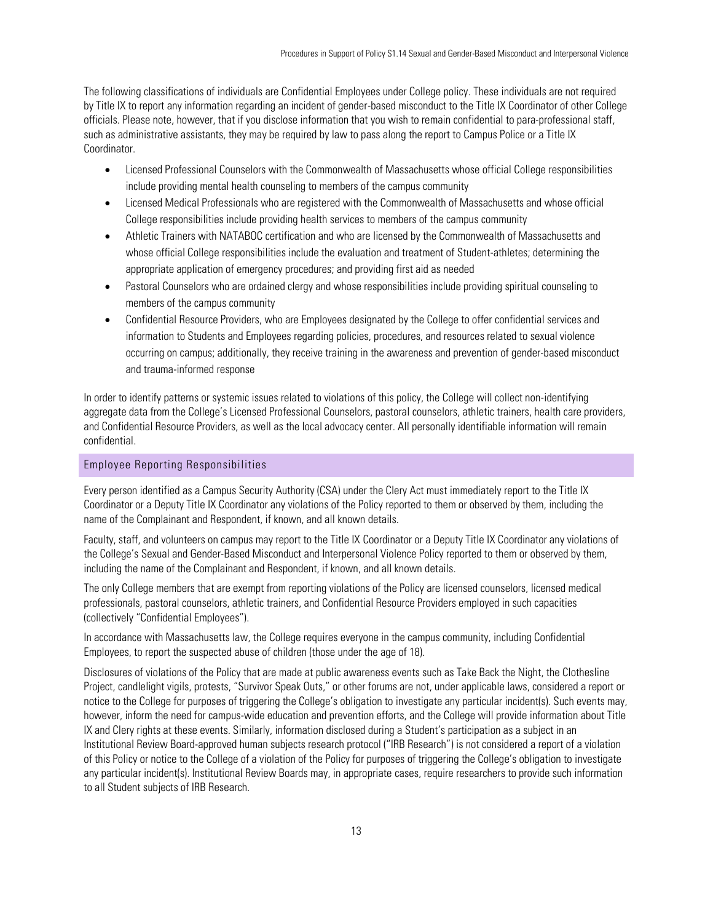The following classifications of individuals are Confidential Employees under College policy. These individuals are not required by Title IX to report any information regarding an incident of gender-based misconduct to the Title IX Coordinator of other College officials. Please note, however, that if you disclose information that you wish to remain confidential to para-professional staff, such as administrative assistants, they may be required by law to pass along the report to Campus Police or a Title IX Coordinator.

- Licensed Professional Counselors with the Commonwealth of Massachusetts whose official College responsibilities include providing mental health counseling to members of the campus community
- Licensed Medical Professionals who are registered with the Commonwealth of Massachusetts and whose official College responsibilities include providing health services to members of the campus community
- Athletic Trainers with NATABOC certification and who are licensed by the Commonwealth of Massachusetts and whose official College responsibilities include the evaluation and treatment of Student-athletes; determining the appropriate application of emergency procedures; and providing first aid as needed
- Pastoral Counselors who are ordained clergy and whose responsibilities include providing spiritual counseling to members of the campus community
- Confidential Resource Providers, who are Employees designated by the College to offer confidential services and information to Students and Employees regarding policies, procedures, and resources related to sexual violence occurring on campus; additionally, they receive training in the awareness and prevention of gender-based misconduct and trauma-informed response

In order to identify patterns or systemic issues related to violations of this policy, the College will collect non-identifying aggregate data from the College's Licensed Professional Counselors, pastoral counselors, athletic trainers, health care providers, and Confidential Resource Providers, as well as the local advocacy center. All personally identifiable information will remain confidential.

## Employee Reporting Responsibilities

Every person identified as a Campus Security Authority (CSA) under the Clery Act must immediately report to the Title IX Coordinator or a Deputy Title IX Coordinator any violations of the Policy reported to them or observed by them, including the name of the Complainant and Respondent, if known, and all known details.

Faculty, staff, and volunteers on campus may report to the Title IX Coordinator or a Deputy Title IX Coordinator any violations of the College's Sexual and Gender-Based Misconduct and Interpersonal Violence Policy reported to them or observed by them, including the name of the Complainant and Respondent, if known, and all known details.

The only College members that are exempt from reporting violations of the Policy are licensed counselors, licensed medical professionals, pastoral counselors, athletic trainers, and Confidential Resource Providers employed in such capacities (collectively "Confidential Employees").

In accordance with Massachusetts law, the College requires everyone in the campus community, including Confidential Employees, to report the suspected abuse of children (those under the age of 18).

Disclosures of violations of the Policy that are made at public awareness events such as Take Back the Night, the Clothesline Project, candlelight vigils, protests, "Survivor Speak Outs," or other forums are not, under applicable laws, considered a report or notice to the College for purposes of triggering the College's obligation to investigate any particular incident(s). Such events may, however, inform the need for campus-wide education and prevention efforts, and the College will provide information about Title IX and Clery rights at these events. Similarly, information disclosed during a Student's participation as a subject in an Institutional Review Board-approved human subjects research protocol ("IRB Research") is not considered a report of a violation of this Policy or notice to the College of a violation of the Policy for purposes of triggering the College's obligation to investigate any particular incident(s). Institutional Review Boards may, in appropriate cases, require researchers to provide such information to all Student subjects of IRB Research.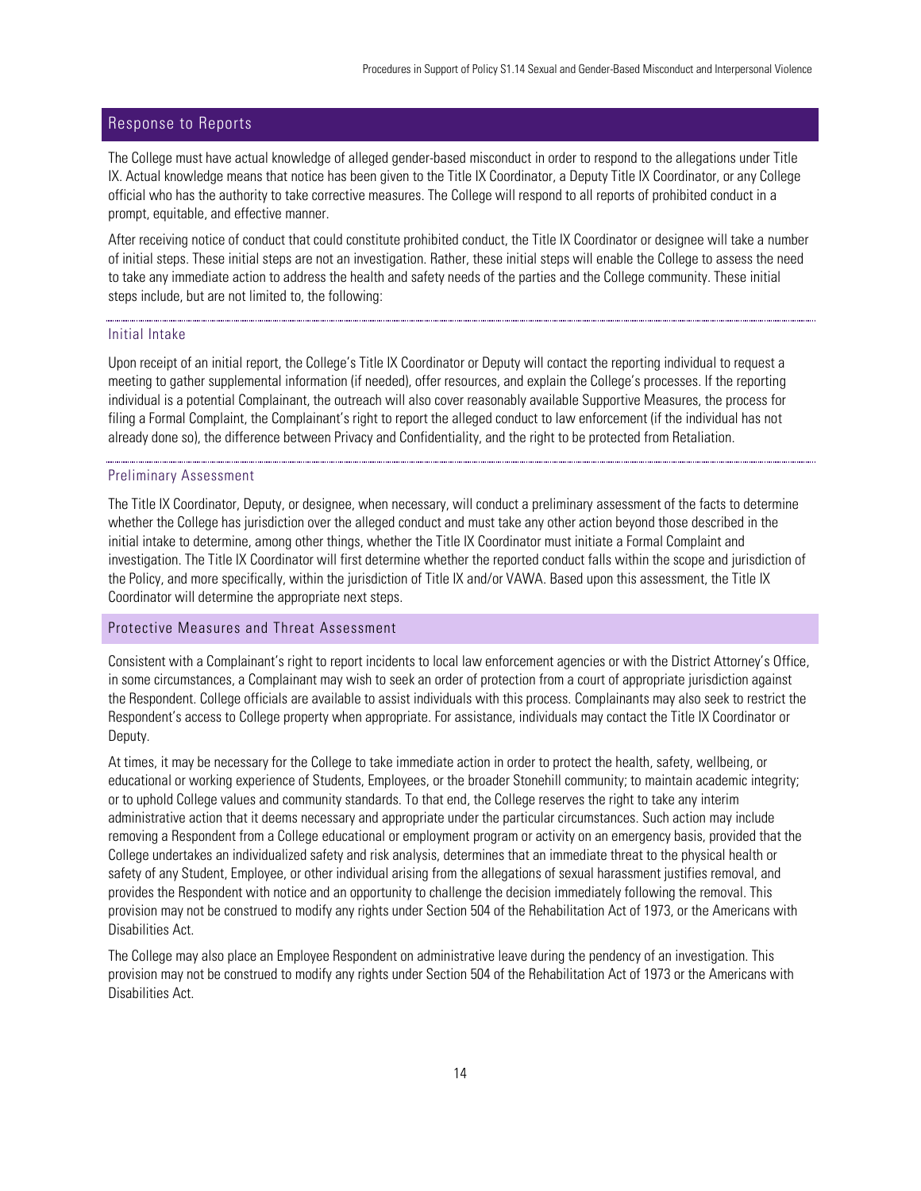## Response to Reports

The College must have actual knowledge of alleged gender-based misconduct in order to respond to the allegations under Title IX. Actual knowledge means that notice has been given to the Title IX Coordinator, a Deputy Title IX Coordinator, or any College official who has the authority to take corrective measures. The College will respond to all reports of prohibited conduct in a prompt, equitable, and effective manner.

After receiving notice of conduct that could constitute prohibited conduct, the Title IX Coordinator or designee will take a number of initial steps. These initial steps are not an investigation. Rather, these initial steps will enable the College to assess the need to take any immediate action to address the health and safety needs of the parties and the College community. These initial steps include, but are not limited to, the following:

#### Initial Intake

Upon receipt of an initial report, the College's Title IX Coordinator or Deputy will contact the reporting individual to request a meeting to gather supplemental information (if needed), offer resources, and explain the College's processes. If the reporting individual is a potential Complainant, the outreach will also cover reasonably available Supportive Measures, the process for filing a Formal Complaint, the Complainant's right to report the alleged conduct to law enforcement (if the individual has not already done so), the difference between Privacy and Confidentiality, and the right to be protected from Retaliation.

#### Preliminary Assessment

The Title IX Coordinator, Deputy, or designee, when necessary, will conduct a preliminary assessment of the facts to determine whether the College has jurisdiction over the alleged conduct and must take any other action beyond those described in the initial intake to determine, among other things, whether the Title IX Coordinator must initiate a Formal Complaint and investigation. The Title IX Coordinator will first determine whether the reported conduct falls within the scope and jurisdiction of the Policy, and more specifically, within the jurisdiction of Title IX and/or VAWA. Based upon this assessment, the Title IX Coordinator will determine the appropriate next steps.

### Protective Measures and Threat Assessment

Consistent with a Complainant's right to report incidents to local law enforcement agencies or with the District Attorney's Office, in some circumstances, a Complainant may wish to seek an order of protection from a court of appropriate jurisdiction against the Respondent. College officials are available to assist individuals with this process. Complainants may also seek to restrict the Respondent's access to College property when appropriate. For assistance, individuals may contact the Title IX Coordinator or Deputy.

At times, it may be necessary for the College to take immediate action in order to protect the health, safety, wellbeing, or educational or working experience of Students, Employees, or the broader Stonehill community; to maintain academic integrity; or to uphold College values and community standards. To that end, the College reserves the right to take any interim administrative action that it deems necessary and appropriate under the particular circumstances. Such action may include removing a Respondent from a College educational or employment program or activity on an emergency basis, provided that the College undertakes an individualized safety and risk analysis, determines that an immediate threat to the physical health or safety of any Student, Employee, or other individual arising from the allegations of sexual harassment justifies removal, and provides the Respondent with notice and an opportunity to challenge the decision immediately following the removal. This provision may not be construed to modify any rights under Section 504 of the Rehabilitation Act of 1973, or the Americans with Disabilities Act.

The College may also place an Employee Respondent on administrative leave during the pendency of an investigation. This provision may not be construed to modify any rights under Section 504 of the Rehabilitation Act of 1973 or the Americans with Disabilities Act.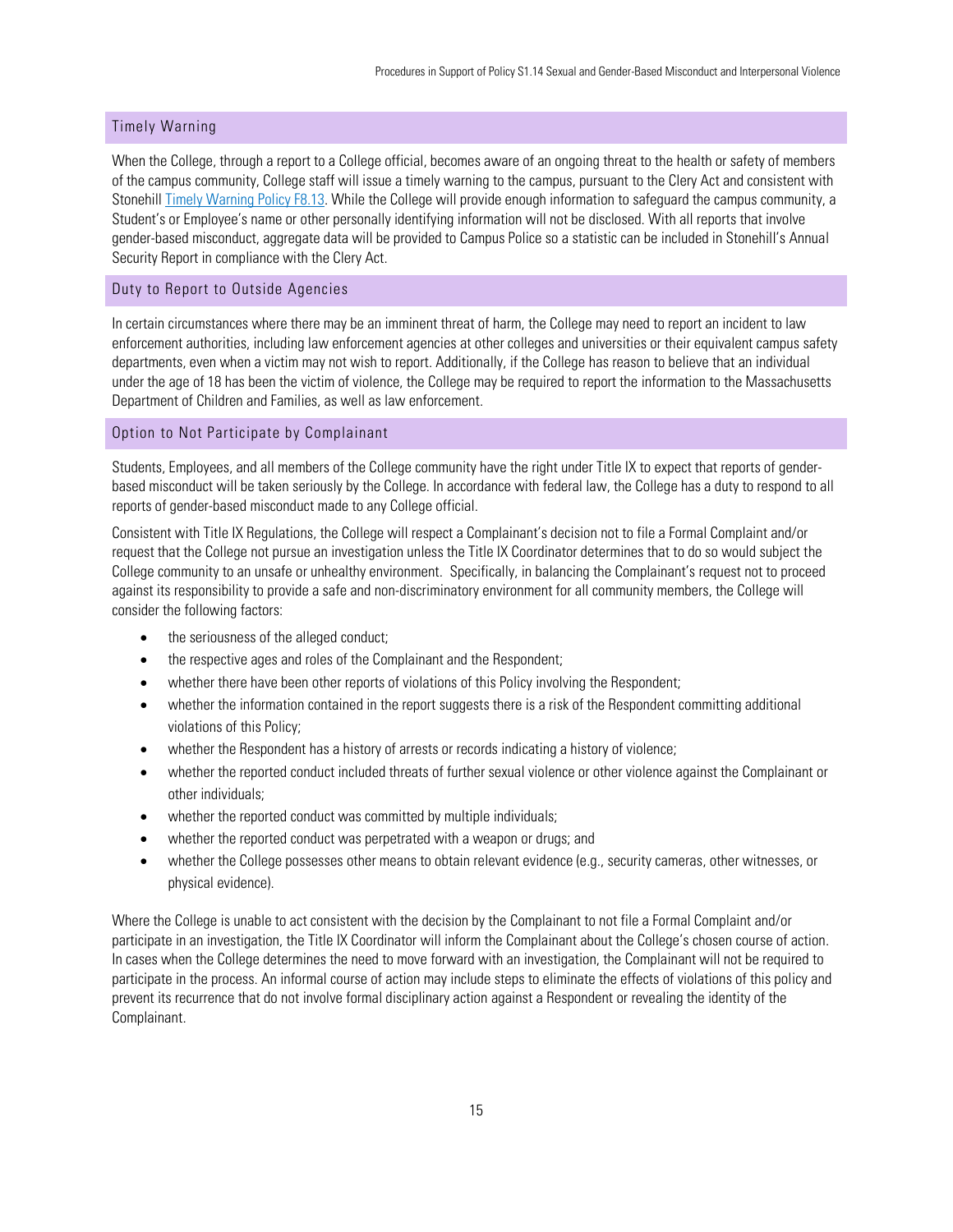## Timely Warning

When the College, through a report to a College official, becomes aware of an ongoing threat to the health or safety of members of the campus community, College staff will issue a timely warning to the campus, pursuant to the Clery Act and consistent with Stonehill [Timely Warning Policy F8.13](). While the College will provide enough information to safeguard the campus community, a Student's or Employee's name or other personally identifying information will not be disclosed. With all reports that involve gender-based misconduct, aggregate data will be provided to Campus Police so a statistic can be included in Stonehill's Annual Security Report in compliance with the Clery Act.

## Duty to Report to Outside Agencies

In certain circumstances where there may be an imminent threat of harm, the College may need to report an incident to law enforcement authorities, including law enforcement agencies at other colleges and universities or their equivalent campus safety departments, even when a victim may not wish to report. Additionally, if the College has reason to believe that an individual under the age of 18 has been the victim of violence, the College may be required to report the information to the Massachusetts Department of Children and Families, as well as law enforcement.

## Option to Not Participate by Complainant

Students, Employees, and all members of the College community have the right under Title IX to expect that reports of gender-based misconduct will be taken seriously by the College. In accordance with federal law, the College has a duty to respond to all reports of gender-based misconduct made to any College official.

Consistent with Title IX Regulations, the College will respect a Complainant's decision not to file a Formal Complaint and/or request that the College not pursue an investigation unless the Title IX Coordinator determines that to do so would subject the College community to an unsafe or unhealthy environment. Specifically, in balancing the Complainant's request not to proceed against its responsibility to provide a safe and non-discriminatory environment for all community members, the College will consider the following factors:

- the seriousness of the alleged conduct;
- the respective ages and roles of the Complainant and the Respondent;
- whether there have been other reports of violations of this Policy involving the Respondent;
- whether the information contained in the report suggests there is a risk of the Respondent committing additional violations of this Policy;
- whether the Respondent has a history of arrests or records indicating a history of violence;
- whether the reported conduct included threats of further sexual violence or other violence against the Complainant or other individuals;
- whether the reported conduct was committed by multiple individuals;
- whether the reported conduct was perpetrated with a weapon or drugs; and
- whether the College possesses other means to obtain relevant evidence (e.g., security cameras, other witnesses, or physical evidence).

Where the College is unable to act consistent with the decision by the Complainant to not file a Formal Complaint and/or participate in an investigation, the Title IX Coordinator will inform the Complainant about the College's chosen course of action. In cases when the College determines the need to move forward with an investigation, the Complainant will not be required to participate in the process. An informal course of action may include steps to eliminate the effects of violations of this policy and prevent its recurrence that do not involve formal disciplinary action against a Respondent or revealing the identity of the Complainant.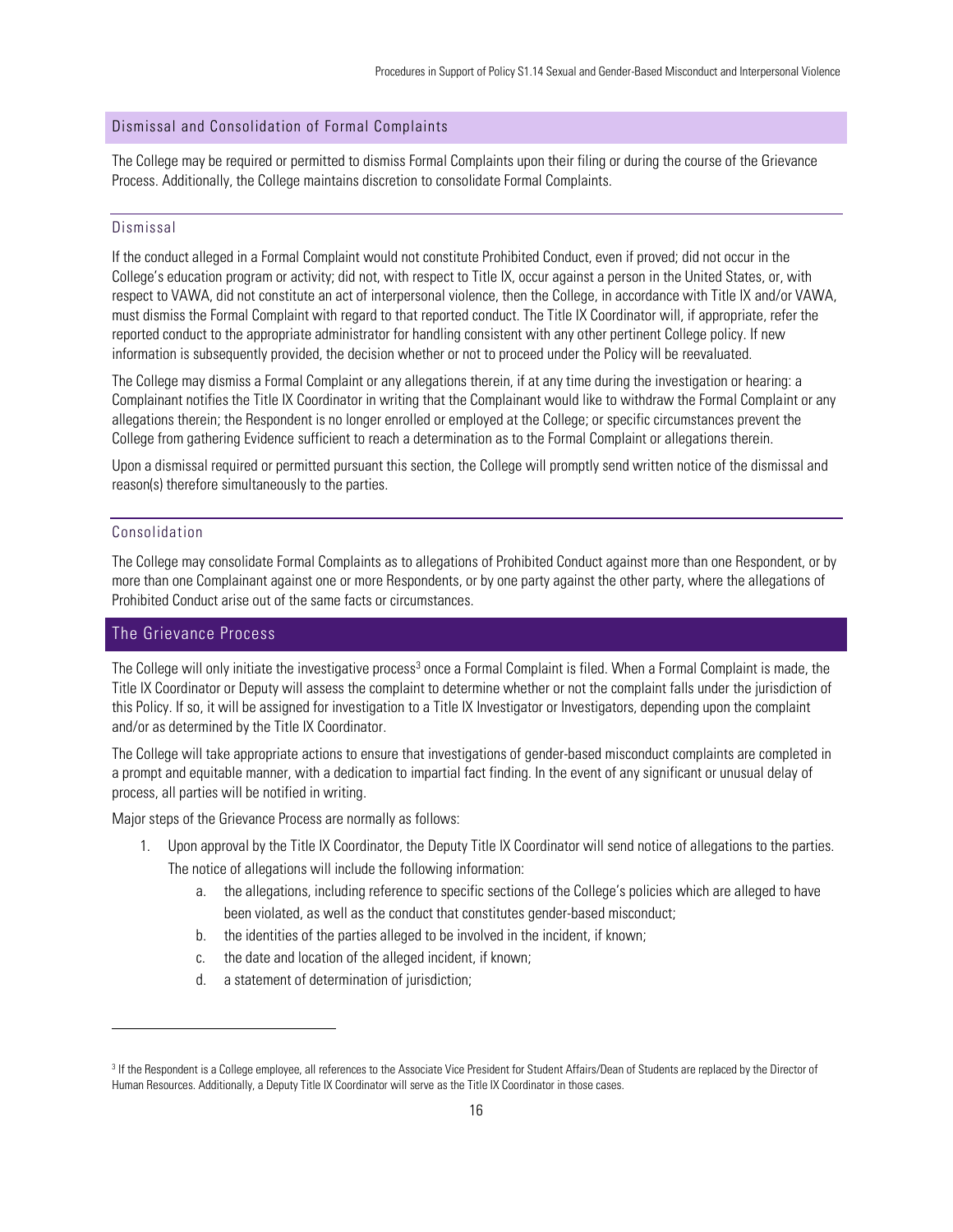## Dismissal and Consolidation of Formal Complaints

The College may be required or permitted to dismiss Formal Complaints upon their filing or during the course of the Grievance Process. Additionally, the College maintains discretion to consolidate Formal Complaints.

### Dismissal

If the conduct alleged in a Formal Complaint would not constitute Prohibited Conduct, even if proved; did not occur in the College's education program or activity; did not, with respect to Title IX, occur against a person in the United States, or, with respect to VAWA, did not constitute an act of interpersonal violence, then the College, in accordance with Title IX and/or VAWA, must dismiss the Formal Complaint with regard to that reported conduct. The Title IX Coordinator will, if appropriate, refer the reported conduct to the appropriate administrator for handling consistent with any other pertinent College policy. If new information is subsequently provided, the decision whether or not to proceed under the Policy will be reevaluated.

The College may dismiss a Formal Complaint or any allegations therein, if at any time during the investigation or hearing: a Complainant notifies the Title IX Coordinator in writing that the Complainant would like to withdraw the Formal Complaint or any allegations therein; the Respondent is no longer enrolled or employed at the College; or specific circumstances prevent the College from gathering Evidence sufficient to reach a determination as to the Formal Complaint or allegations therein.

Upon a dismissal required or permitted pursuant this section, the College will promptly send written notice of the dismissal and reason(s) therefore simultaneously to the parties.

### Consolidation

The College may consolidate Formal Complaints as to allegations of Prohibited Conduct against more than one Respondent, or by more than one Complainant against one or more Respondents, or by one party against the other party, where the allegations of Prohibited Conduct arise out of the same facts or circumstances.

## The Grievance Process

The College will only initiate the investigative process[3] once a Formal Complaint is filed. When a Formal Complaint is made, the Title IX Coordinator or Deputy will assess the complaint to determine whether or not the complaint falls under the jurisdiction of this Policy. If so, it will be assigned for investigation to a Title IX Investigator or Investigators, depending upon the complaint and/or as determined by the Title IX Coordinator.

The College will take appropriate actions to ensure that investigations of gender-based misconduct complaints are completed in a prompt and equitable manner, with a dedication to impartial fact finding. In the event of any significant or unusual delay of process, all parties will be notified in writing.

Major steps of the Grievance Process are normally as follows:

1. Upon approval by the Title IX Coordinator, the Deputy Title IX Coordinator will send notice of allegations to the parties. The notice of allegations will include the following information:
    a. the allegations, including reference to specific sections of the College's policies which are alleged to have been violated, as well as the conduct that constitutes gender-based misconduct;
    b. the identities of the parties alleged to be involved in the incident, if known;
    c. the date and location of the alleged incident, if known;
    d. a statement of determination of jurisdiction;

---

[3] If the Respondent is a College employee, all references to the Associate Vice President for Student Affairs/Dean of Students are replaced by the Director of Human Resources. Additionally, a Deputy Title IX Coordinator will serve as the Title IX Coordinator in those cases.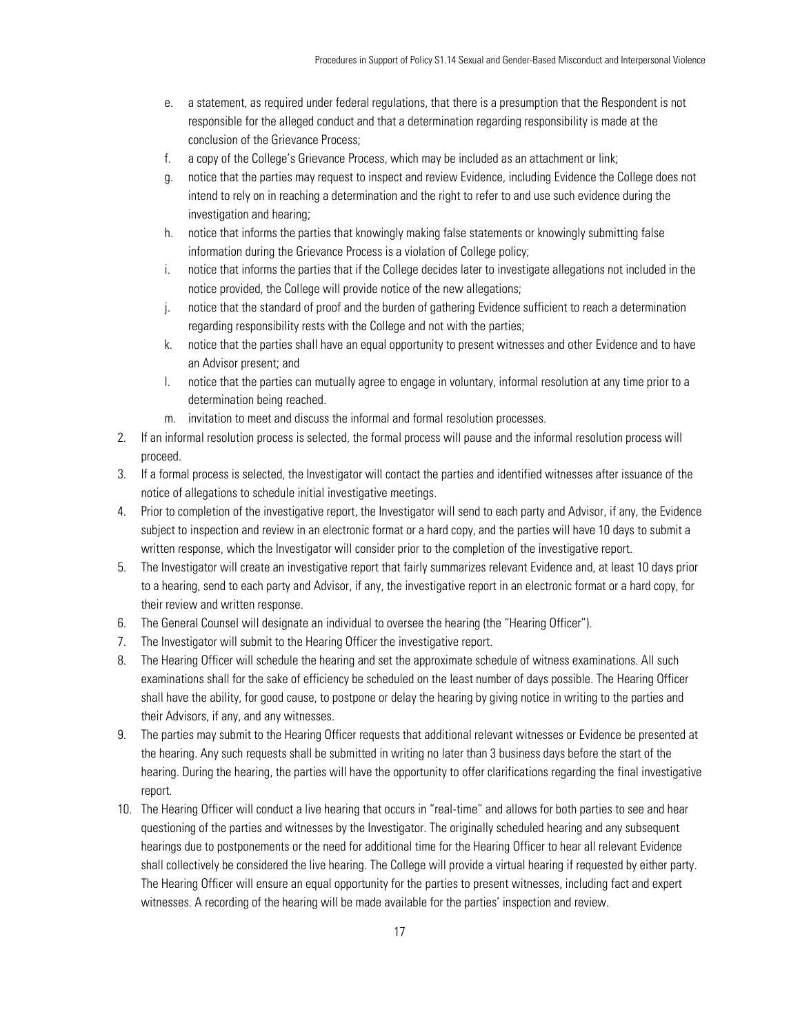e. a statement, as required under federal regulations, that there is a presumption that the Respondent is not responsible for the alleged conduct and that a determination regarding responsibility is made at the conclusion of the Grievance Process;
f. a copy of the College's Grievance Process, which may be included as an attachment or link;
g. notice that the parties may request to inspect and review Evidence, including Evidence the College does not intend to rely on in reaching a determination and the right to refer to and use such evidence during the investigation and hearing;
h. notice that informs the parties that knowingly making false statements or knowingly submitting false information during the Grievance Process is a violation of College policy;
i. notice that informs the parties that if the College decides later to investigate allegations not included in the notice provided, the College will provide notice of the new allegations;
j. notice that the standard of proof and the burden of gathering Evidence sufficient to reach a determination regarding responsibility rests with the College and not with the parties;
k. notice that the parties shall have an equal opportunity to present witnesses and other Evidence and to have an Advisor present; and
l. notice that the parties can mutually agree to engage in voluntary, informal resolution at any time prior to a determination being reached.
m. invitation to meet and discuss the informal and formal resolution processes.

2. If an informal resolution process is selected, the formal process will pause and the informal resolution process will proceed.
3. If a formal process is selected, the Investigator will contact the parties and identified witnesses after issuance of the notice of allegations to schedule initial investigative meetings.
4. Prior to completion of the investigative report, the Investigator will send to each party and Advisor, if any, the Evidence subject to inspection and review in an electronic format or a hard copy, and the parties will have 10 days to submit a written response, which the Investigator will consider prior to the completion of the investigative report.
5. The Investigator will create an investigative report that fairly summarizes relevant Evidence and, at least 10 days prior to a hearing, send to each party and Advisor, if any, the investigative report in an electronic format or a hard copy, for their review and written response.
6. The General Counsel will designate an individual to oversee the hearing (the "Hearing Officer").
7. The Investigator will submit to the Hearing Officer the investigative report.
8. The Hearing Officer will schedule the hearing and set the approximate schedule of witness examinations. All such examinations shall for the sake of efficiency be scheduled on the least number of days possible. The Hearing Officer shall have the ability, for good cause, to postpone or delay the hearing by giving notice in writing to the parties and their Advisors, if any, and any witnesses.
9. The parties may submit to the Hearing Officer requests that additional relevant witnesses or Evidence be presented at the hearing. Any such requests shall be submitted in writing no later than 3 business days before the start of the hearing. During the hearing, the parties will have the opportunity to offer clarifications regarding the final investigative report.
10. The Hearing Officer will conduct a live hearing that occurs in "real-time" and allows for both parties to see and hear questioning of the parties and witnesses by the Investigator. The originally scheduled hearing and any subsequent hearings due to postponements or the need for additional time for the Hearing Officer to hear all relevant Evidence shall collectively be considered the live hearing. The College will provide a virtual hearing if requested by either party. The Hearing Officer will ensure an equal opportunity for the parties to present witnesses, including fact and expert witnesses. A recording of the hearing will be made available for the parties' inspection and review.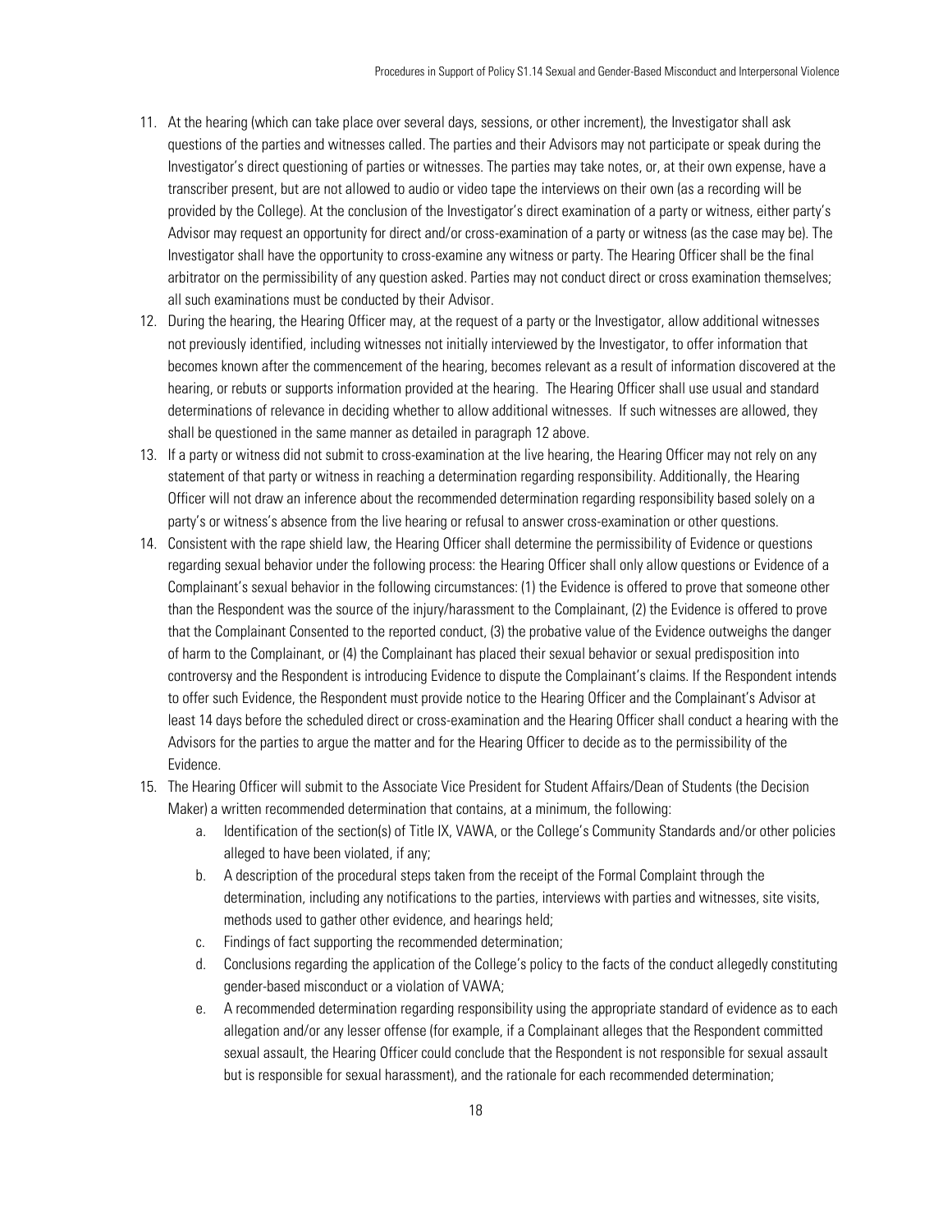11. At the hearing (which can take place over several days, sessions, or other increment), the Investigator shall ask questions of the parties and witnesses called. The parties and their Advisors may not participate or speak during the Investigator's direct questioning of parties or witnesses. The parties may take notes, or, at their own expense, have a transcriber present, but are not allowed to audio or video tape the interviews on their own (as a recording will be provided by the College). At the conclusion of the Investigator's direct examination of a party or witness, either party's Advisor may request an opportunity for direct and/or cross-examination of a party or witness (as the case may be). The Investigator shall have the opportunity to cross-examine any witness or party. The Hearing Officer shall be the final arbitrator on the permissibility of any question asked. Parties may not conduct direct or cross examination themselves; all such examinations must be conducted by their Advisor.
12. During the hearing, the Hearing Officer may, at the request of a party or the Investigator, allow additional witnesses not previously identified, including witnesses not initially interviewed by the Investigator, to offer information that becomes known after the commencement of the hearing, becomes relevant as a result of information discovered at the hearing, or rebuts or supports information provided at the hearing. The Hearing Officer shall use usual and standard determinations of relevance in deciding whether to allow additional witnesses. If such witnesses are allowed, they shall be questioned in the same manner as detailed in paragraph 12 above.
13. If a party or witness did not submit to cross-examination at the live hearing, the Hearing Officer may not rely on any statement of that party or witness in reaching a determination regarding responsibility. Additionally, the Hearing Officer will not draw an inference about the recommended determination regarding responsibility based solely on a party's or witness's absence from the live hearing or refusal to answer cross-examination or other questions.
14. Consistent with the rape shield law, the Hearing Officer shall determine the permissibility of Evidence or questions regarding sexual behavior under the following process: the Hearing Officer shall only allow questions or Evidence of a Complainant's sexual behavior in the following circumstances: (1) the Evidence is offered to prove that someone other than the Respondent was the source of the injury/harassment to the Complainant, (2) the Evidence is offered to prove that the Complainant Consented to the reported conduct, (3) the probative value of the Evidence outweighs the danger of harm to the Complainant, or (4) the Complainant has placed their sexual behavior or sexual predisposition into controversy and the Respondent is introducing Evidence to dispute the Complainant's claims. If the Respondent intends to offer such Evidence, the Respondent must provide notice to the Hearing Officer and the Complainant's Advisor at least 14 days before the scheduled direct or cross-examination and the Hearing Officer shall conduct a hearing with the Advisors for the parties to argue the matter and for the Hearing Officer to decide as to the permissibility of the Evidence.
15. The Hearing Officer will submit to the Associate Vice President for Student Affairs/Dean of Students (the Decision Maker) a written recommended determination that contains, at a minimum, the following:
    a. Identification of the section(s) of Title IX, VAWA, or the College's Community Standards and/or other policies alleged to have been violated, if any;
    b. A description of the procedural steps taken from the receipt of the Formal Complaint through the determination, including any notifications to the parties, interviews with parties and witnesses, site visits, methods used to gather other evidence, and hearings held;
    c. Findings of fact supporting the recommended determination;
    d. Conclusions regarding the application of the College's policy to the facts of the conduct allegedly constituting gender-based misconduct or a violation of VAWA;
    e. A recommended determination regarding responsibility using the appropriate standard of evidence as to each allegation and/or any lesser offense (for example, if a Complainant alleges that the Respondent committed sexual assault, the Hearing Officer could conclude that the Respondent is not responsible for sexual assault but is responsible for sexual harassment), and the rationale for each recommended determination;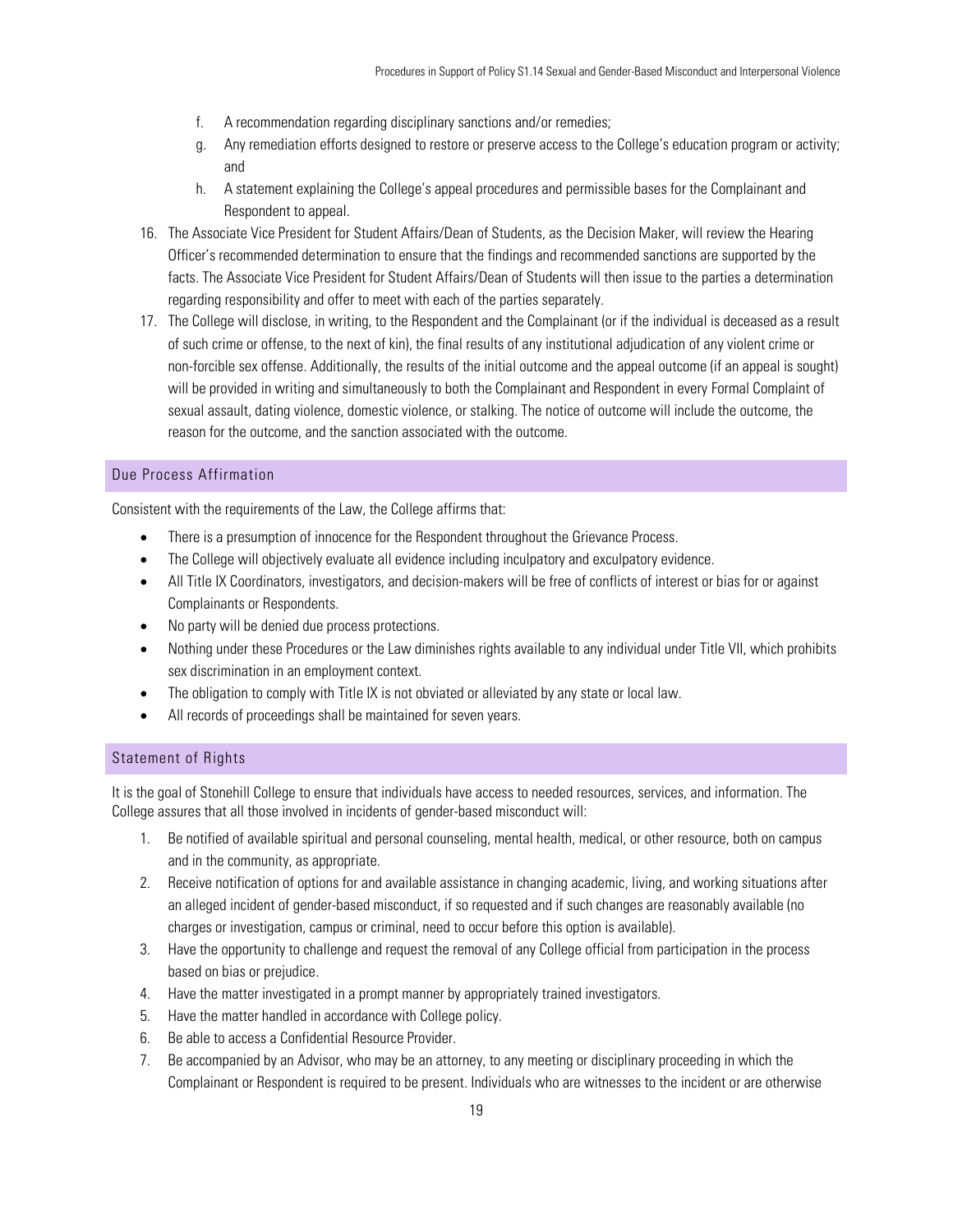f. A recommendation regarding disciplinary sanctions and/or remedies;
g. Any remediation efforts designed to restore or preserve access to the College's education program or activity; and
h. A statement explaining the College's appeal procedures and permissible bases for the Complainant and Respondent to appeal.

16. The Associate Vice President for Student Affairs/Dean of Students, as the Decision Maker, will review the Hearing Officer's recommended determination to ensure that the findings and recommended sanctions are supported by the facts. The Associate Vice President for Student Affairs/Dean of Students will then issue to the parties a determination regarding responsibility and offer to meet with each of the parties separately.
17. The College will disclose, in writing, to the Respondent and the Complainant (or if the individual is deceased as a result of such crime or offense, to the next of kin), the final results of any institutional adjudication of any violent crime or non-forcible sex offense. Additionally, the results of the initial outcome and the appeal outcome (if an appeal is sought) will be provided in writing and simultaneously to both the Complainant and Respondent in every Formal Complaint of sexual assault, dating violence, domestic violence, or stalking. The notice of outcome will include the outcome, the reason for the outcome, and the sanction associated with the outcome.

## Due Process Affirmation

Consistent with the requirements of the Law, the College affirms that:

- There is a presumption of innocence for the Respondent throughout the Grievance Process.
- The College will objectively evaluate all evidence including inculpatory and exculpatory evidence.
- All Title IX Coordinators, investigators, and decision-makers will be free of conflicts of interest or bias for or against Complainants or Respondents.
- No party will be denied due process protections.
- Nothing under these Procedures or the Law diminishes rights available to any individual under Title VII, which prohibits sex discrimination in an employment context.
- The obligation to comply with Title IX is not obviated or alleviated by any state or local law.
- All records of proceedings shall be maintained for seven years.

## Statement of Rights

It is the goal of Stonehill College to ensure that individuals have access to needed resources, services, and information. The College assures that all those involved in incidents of gender-based misconduct will:

1. Be notified of available spiritual and personal counseling, mental health, medical, or other resource, both on campus and in the community, as appropriate.
2. Receive notification of options for and available assistance in changing academic, living, and working situations after an alleged incident of gender-based misconduct, if so requested and if such changes are reasonably available (no charges or investigation, campus or criminal, need to occur before this option is available).
3. Have the opportunity to challenge and request the removal of any College official from participation in the process based on bias or prejudice.
4. Have the matter investigated in a prompt manner by appropriately trained investigators.
5. Have the matter handled in accordance with College policy.
6. Be able to access a Confidential Resource Provider.
7. Be accompanied by an Advisor, who may be an attorney, to any meeting or disciplinary proceeding in which the Complainant or Respondent is required to be present. Individuals who are witnesses to the incident or are otherwise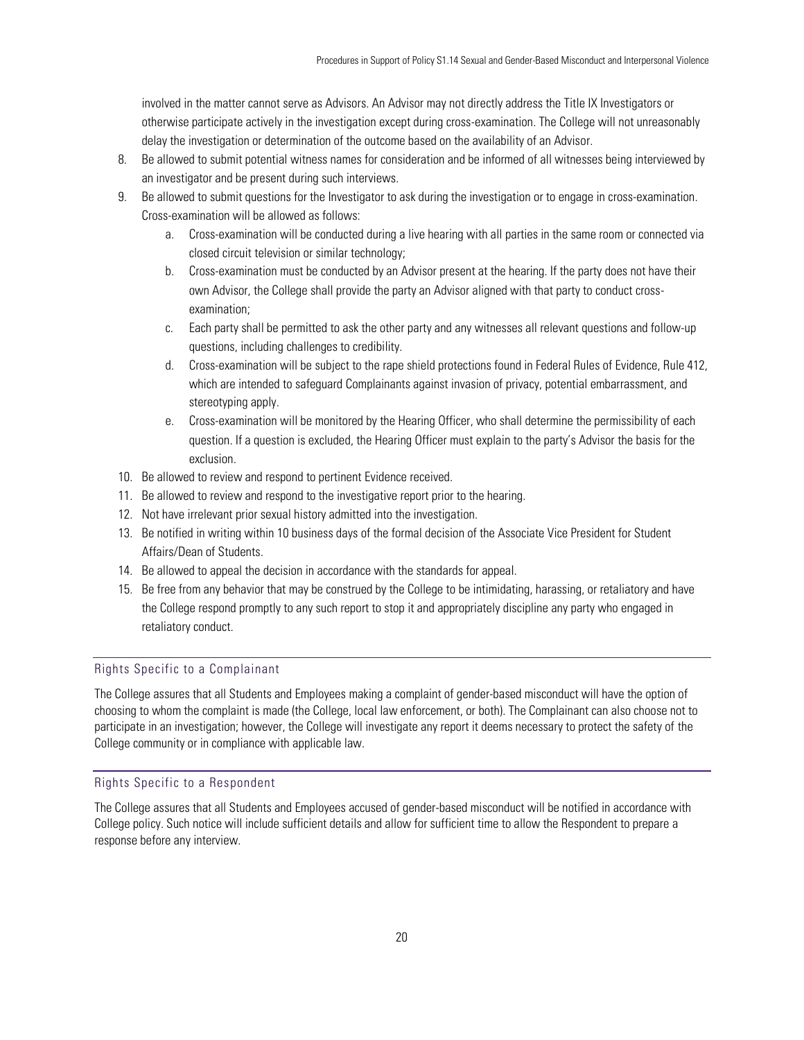involved in the matter cannot serve as Advisors. An Advisor may not directly address the Title IX Investigators or otherwise participate actively in the investigation except during cross-examination. The College will not unreasonably delay the investigation or determination of the outcome based on the availability of an Advisor.

8. Be allowed to submit potential witness names for consideration and be informed of all witnesses being interviewed by an investigator and be present during such interviews.
9. Be allowed to submit questions for the Investigator to ask during the investigation or to engage in cross-examination. Cross-examination will be allowed as follows:
    a. Cross-examination will be conducted during a live hearing with all parties in the same room or connected via closed circuit television or similar technology;
    b. Cross-examination must be conducted by an Advisor present at the hearing. If the party does not have their own Advisor, the College shall provide the party an Advisor aligned with that party to conduct cross-examination;
    c. Each party shall be permitted to ask the other party and any witnesses all relevant questions and follow-up questions, including challenges to credibility.
    d. Cross-examination will be subject to the rape shield protections found in Federal Rules of Evidence, Rule 412, which are intended to safeguard Complainants against invasion of privacy, potential embarrassment, and stereotyping apply.
    e. Cross-examination will be monitored by the Hearing Officer, who shall determine the permissibility of each question. If a question is excluded, the Hearing Officer must explain to the party's Advisor the basis for the exclusion.
10. Be allowed to review and respond to pertinent Evidence received.
11. Be allowed to review and respond to the investigative report prior to the hearing.
12. Not have irrelevant prior sexual history admitted into the investigation.
13. Be notified in writing within 10 business days of the formal decision of the Associate Vice President for Student Affairs/Dean of Students.
14. Be allowed to appeal the decision in accordance with the standards for appeal.
15. Be free from any behavior that may be construed by the College to be intimidating, harassing, or retaliatory and have the College respond promptly to any such report to stop it and appropriately discipline any party who engaged in retaliatory conduct.

## Rights Specific to a Complainant

The College assures that all Students and Employees making a complaint of gender-based misconduct will have the option of choosing to whom the complaint is made (the College, local law enforcement, or both). The Complainant can also choose not to participate in an investigation; however, the College will investigate any report it deems necessary to protect the safety of the College community or in compliance with applicable law.

## Rights Specific to a Respondent

The College assures that all Students and Employees accused of gender-based misconduct will be notified in accordance with College policy. Such notice will include sufficient details and allow for sufficient time to allow the Respondent to prepare a response before any interview.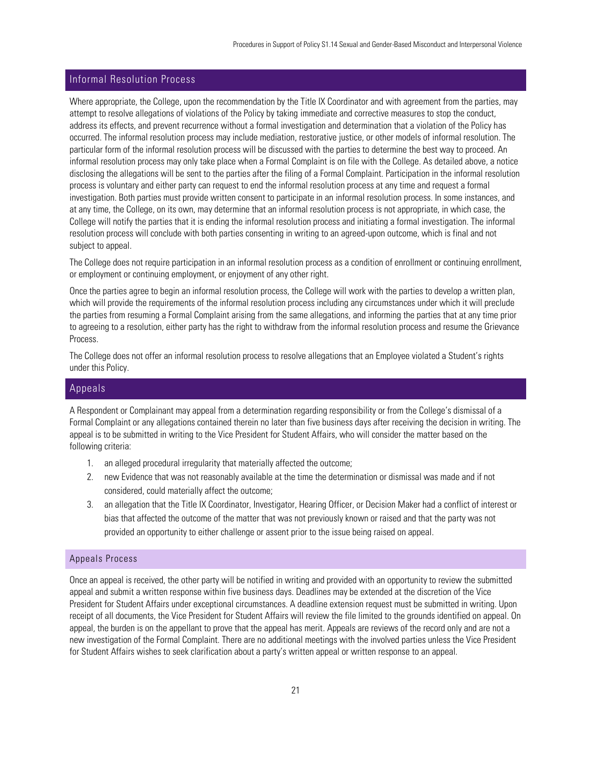## Informal Resolution Process

Where appropriate, the College, upon the recommendation by the Title IX Coordinator and with agreement from the parties, may attempt to resolve allegations of violations of the Policy by taking immediate and corrective measures to stop the conduct, address its effects, and prevent recurrence without a formal investigation and determination that a violation of the Policy has occurred. The informal resolution process may include mediation, restorative justice, or other models of informal resolution. The particular form of the informal resolution process will be discussed with the parties to determine the best way to proceed. An informal resolution process may only take place when a Formal Complaint is on file with the College. As detailed above, a notice disclosing the allegations will be sent to the parties after the filing of a Formal Complaint. Participation in the informal resolution process is voluntary and either party can request to end the informal resolution process at any time and request a formal investigation. Both parties must provide written consent to participate in an informal resolution process. In some instances, and at any time, the College, on its own, may determine that an informal resolution process is not appropriate, in which case, the College will notify the parties that it is ending the informal resolution process and initiating a formal investigation. The informal resolution process will conclude with both parties consenting in writing to an agreed-upon outcome, which is final and not subject to appeal.

The College does not require participation in an informal resolution process as a condition of enrollment or continuing enrollment, or employment or continuing employment, or enjoyment of any other right.

Once the parties agree to begin an informal resolution process, the College will work with the parties to develop a written plan, which will provide the requirements of the informal resolution process including any circumstances under which it will preclude the parties from resuming a Formal Complaint arising from the same allegations, and informing the parties that at any time prior to agreeing to a resolution, either party has the right to withdraw from the informal resolution process and resume the Grievance Process.

The College does not offer an informal resolution process to resolve allegations that an Employee violated a Student's rights under this Policy.

## Appeals

A Respondent or Complainant may appeal from a determination regarding responsibility or from the College's dismissal of a Formal Complaint or any allegations contained therein no later than five business days after receiving the decision in writing. The appeal is to be submitted in writing to the Vice President for Student Affairs, who will consider the matter based on the following criteria:

1. an alleged procedural irregularity that materially affected the outcome;
2. new Evidence that was not reasonably available at the time the determination or dismissal was made and if not considered, could materially affect the outcome;
3. an allegation that the Title IX Coordinator, Investigator, Hearing Officer, or Decision Maker had a conflict of interest or bias that affected the outcome of the matter that was not previously known or raised and that the party was not provided an opportunity to either challenge or assent prior to the issue being raised on appeal.

### Appeals Process

Once an appeal is received, the other party will be notified in writing and provided with an opportunity to review the submitted appeal and submit a written response within five business days. Deadlines may be extended at the discretion of the Vice President for Student Affairs under exceptional circumstances. A deadline extension request must be submitted in writing. Upon receipt of all documents, the Vice President for Student Affairs will review the file limited to the grounds identified on appeal. On appeal, the burden is on the appellant to prove that the appeal has merit. Appeals are reviews of the record only and are not a new investigation of the Formal Complaint. There are no additional meetings with the involved parties unless the Vice President for Student Affairs wishes to seek clarification about a party's written appeal or written response to an appeal.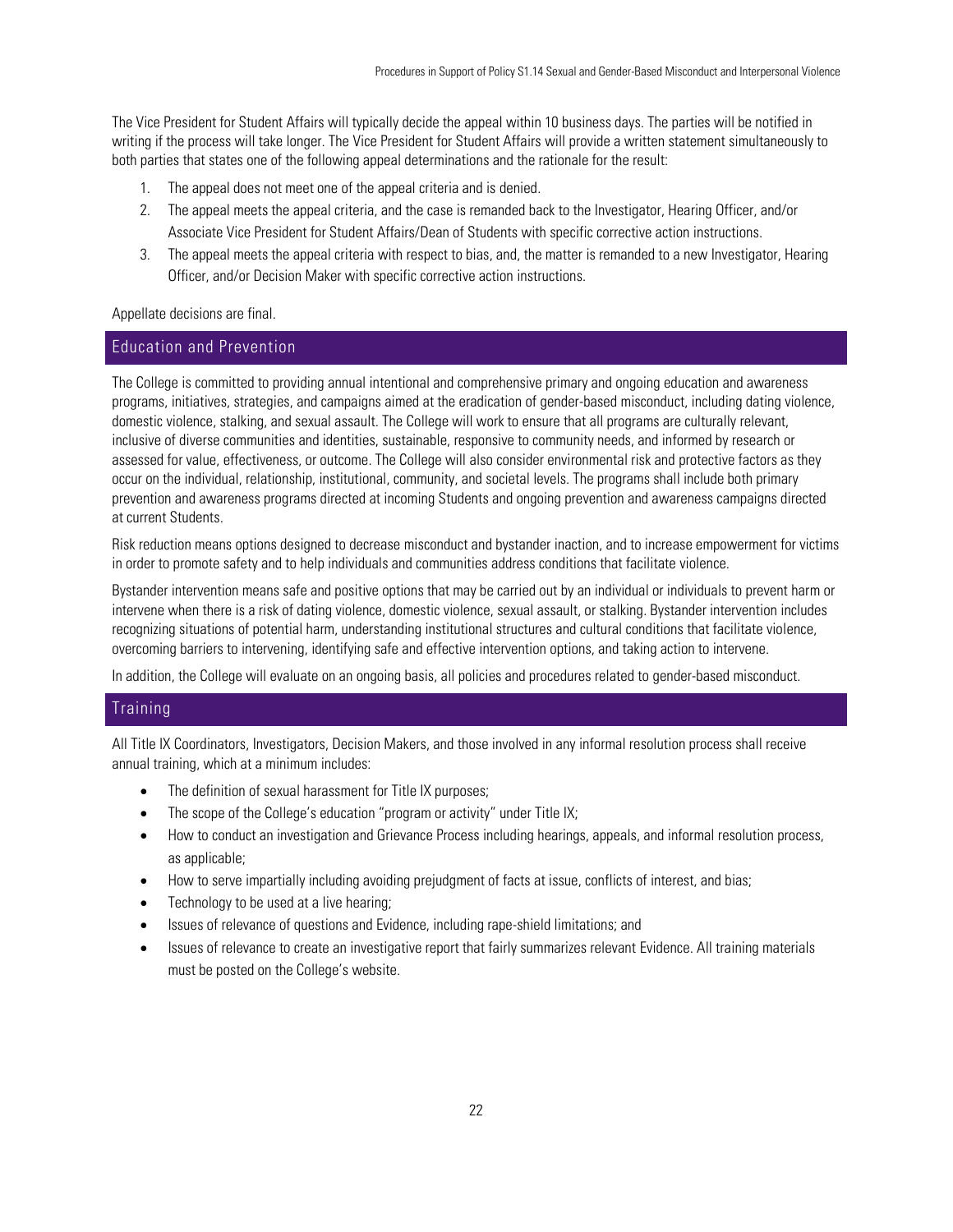The Vice President for Student Affairs will typically decide the appeal within 10 business days. The parties will be notified in writing if the process will take longer. The Vice President for Student Affairs will provide a written statement simultaneously to both parties that states one of the following appeal determinations and the rationale for the result:

1. The appeal does not meet one of the appeal criteria and is denied.
2. The appeal meets the appeal criteria, and the case is remanded back to the Investigator, Hearing Officer, and/or Associate Vice President for Student Affairs/Dean of Students with specific corrective action instructions.
3. The appeal meets the appeal criteria with respect to bias, and, the matter is remanded to a new Investigator, Hearing Officer, and/or Decision Maker with specific corrective action instructions.

Appellate decisions are final.

## Education and Prevention

The College is committed to providing annual intentional and comprehensive primary and ongoing education and awareness programs, initiatives, strategies, and campaigns aimed at the eradication of gender-based misconduct, including dating violence, domestic violence, stalking, and sexual assault. The College will work to ensure that all programs are culturally relevant, inclusive of diverse communities and identities, sustainable, responsive to community needs, and informed by research or assessed for value, effectiveness, or outcome. The College will also consider environmental risk and protective factors as they occur on the individual, relationship, institutional, community, and societal levels. The programs shall include both primary prevention and awareness programs directed at incoming Students and ongoing prevention and awareness campaigns directed at current Students.

Risk reduction means options designed to decrease misconduct and bystander inaction, and to increase empowerment for victims in order to promote safety and to help individuals and communities address conditions that facilitate violence.

Bystander intervention means safe and positive options that may be carried out by an individual or individuals to prevent harm or intervene when there is a risk of dating violence, domestic violence, sexual assault, or stalking. Bystander intervention includes recognizing situations of potential harm, understanding institutional structures and cultural conditions that facilitate violence, overcoming barriers to intervening, identifying safe and effective intervention options, and taking action to intervene.

In addition, the College will evaluate on an ongoing basis, all policies and procedures related to gender-based misconduct.

## Training

All Title IX Coordinators, Investigators, Decision Makers, and those involved in any informal resolution process shall receive annual training, which at a minimum includes:

- The definition of sexual harassment for Title IX purposes;
- The scope of the College's education "program or activity" under Title IX;
- How to conduct an investigation and Grievance Process including hearings, appeals, and informal resolution process, as applicable;
- How to serve impartially including avoiding prejudgment of facts at issue, conflicts of interest, and bias;
- Technology to be used at a live hearing;
- Issues of relevance of questions and Evidence, including rape-shield limitations; and
- Issues of relevance to create an investigative report that fairly summarizes relevant Evidence. All training materials must be posted on the College's website.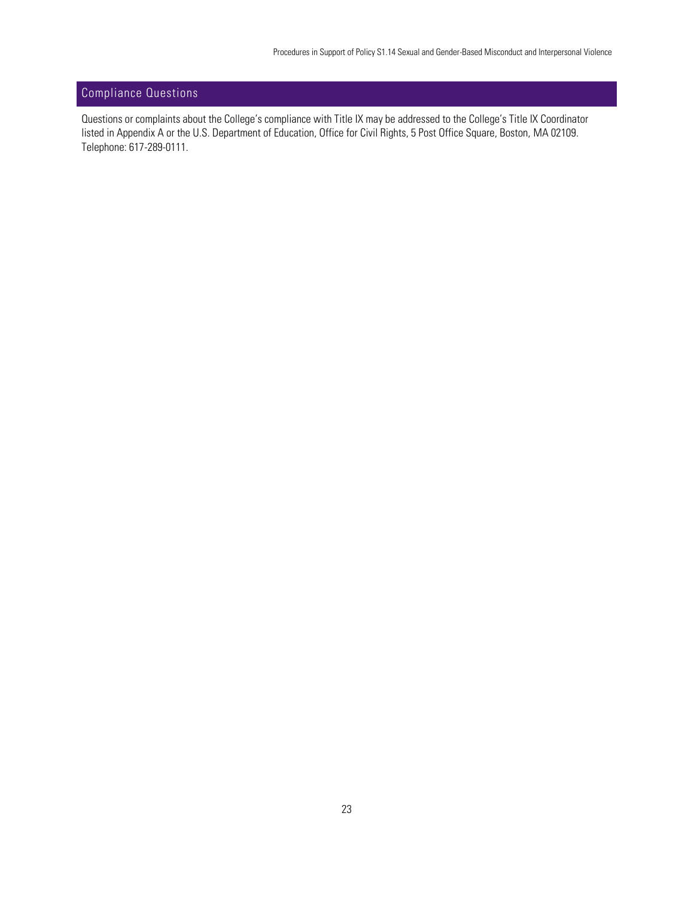## Compliance Questions

Questions or complaints about the College's compliance with Title IX may be addressed to the College's Title IX Coordinator listed in Appendix A or the U.S. Department of Education, Office for Civil Rights, 5 Post Office Square, Boston, MA 02109. Telephone: 617-289-0111.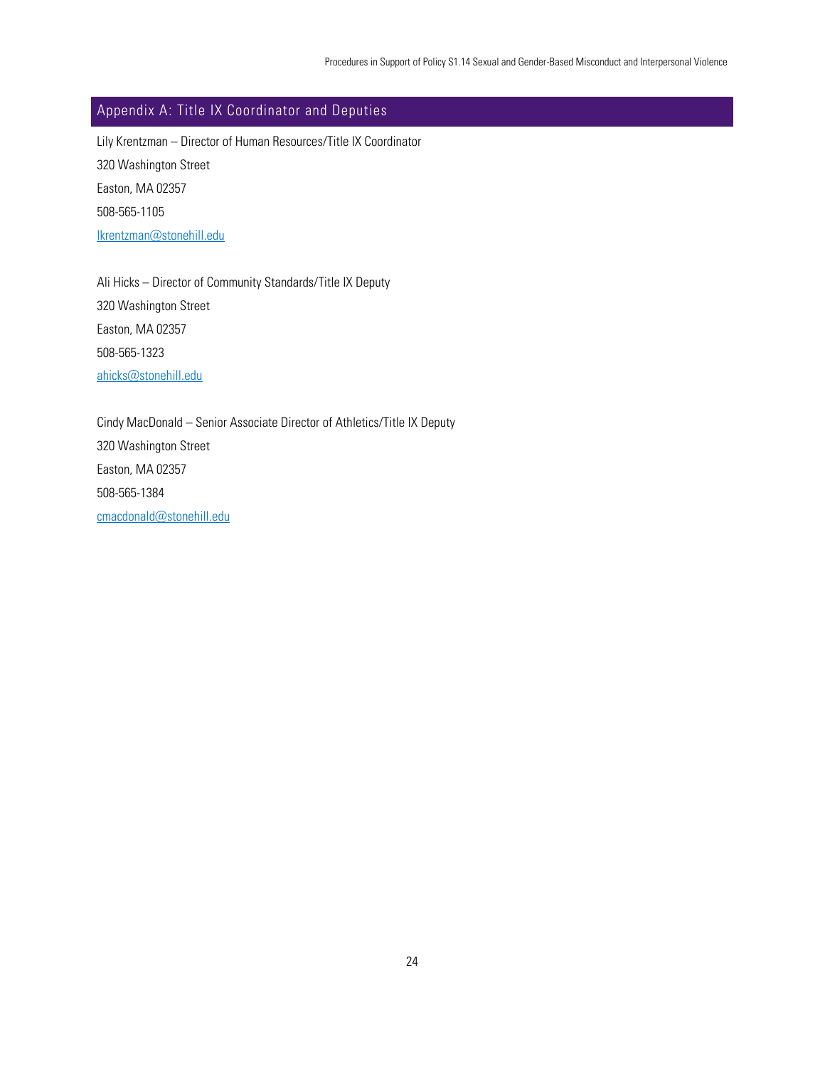## Appendix A: Title IX Coordinator and Deputies

Lily Krentzman – Director of Human Resources/Title IX Coordinator
320 Washington Street
Easton, MA 02357
508-565-1105
lkrentzman@stonehill.edu

Ali Hicks – Director of Community Standards/Title IX Deputy
320 Washington Street
Easton, MA 02357
508-565-1323
ahicks@stonehill.edu

Cindy MacDonald – Senior Associate Director of Athletics/Title IX Deputy
320 Washington Street
Easton, MA 02357
508-565-1384
cmacdonald@stonehill.edu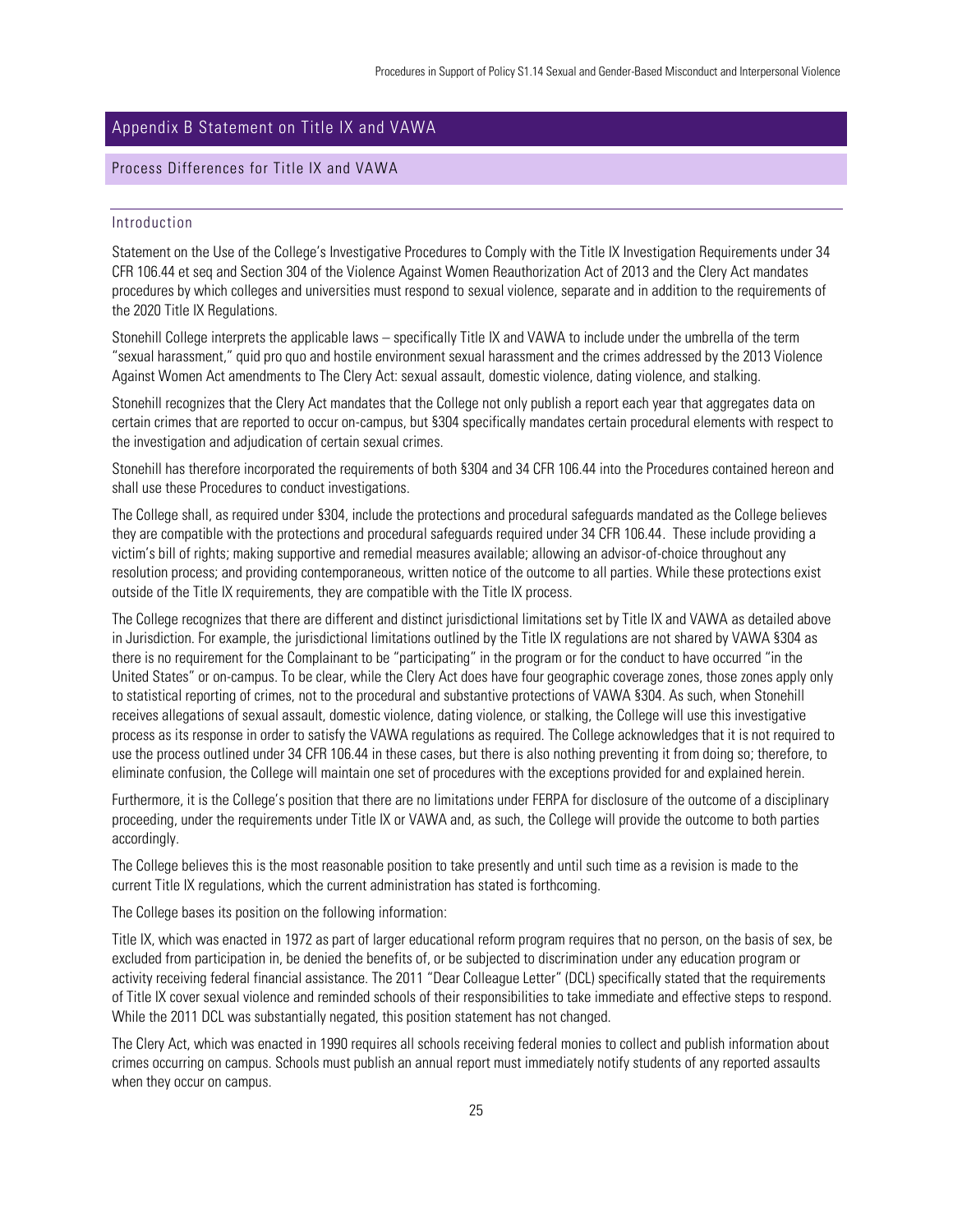## Appendix B Statement on Title IX and VAWA

### Process Differences for Title IX and VAWA

#### Introduction

Statement on the Use of the College's Investigative Procedures to Comply with the Title IX Investigation Requirements under 34 CFR 106.44 et seq and Section 304 of the Violence Against Women Reauthorization Act of 2013 and the Clery Act mandates procedures by which colleges and universities must respond to sexual violence, separate and in addition to the requirements of the 2020 Title IX Regulations.

Stonehill College interprets the applicable laws – specifically Title IX and VAWA to include under the umbrella of the term "sexual harassment," quid pro quo and hostile environment sexual harassment and the crimes addressed by the 2013 Violence Against Women Act amendments to The Clery Act: sexual assault, domestic violence, dating violence, and stalking.

Stonehill recognizes that the Clery Act mandates that the College not only publish a report each year that aggregates data on certain crimes that are reported to occur on-campus, but §304 specifically mandates certain procedural elements with respect to the investigation and adjudication of certain sexual crimes.

Stonehill has therefore incorporated the requirements of both §304 and 34 CFR 106.44 into the Procedures contained hereon and shall use these Procedures to conduct investigations.

The College shall, as required under §304, include the protections and procedural safeguards mandated as the College believes they are compatible with the protections and procedural safeguards required under 34 CFR 106.44. These include providing a victim's bill of rights; making supportive and remedial measures available; allowing an advisor-of-choice throughout any resolution process; and providing contemporaneous, written notice of the outcome to all parties. While these protections exist outside of the Title IX requirements, they are compatible with the Title IX process.

The College recognizes that there are different and distinct jurisdictional limitations set by Title IX and VAWA as detailed above in Jurisdiction. For example, the jurisdictional limitations outlined by the Title IX regulations are not shared by VAWA §304 as there is no requirement for the Complainant to be "participating" in the program or for the conduct to have occurred "in the United States" or on-campus. To be clear, while the Clery Act does have four geographic coverage zones, those zones apply only to statistical reporting of crimes, not to the procedural and substantive protections of VAWA §304. As such, when Stonehill receives allegations of sexual assault, domestic violence, dating violence, or stalking, the College will use this investigative process as its response in order to satisfy the VAWA regulations as required. The College acknowledges that it is not required to use the process outlined under 34 CFR 106.44 in these cases, but there is also nothing preventing it from doing so; therefore, to eliminate confusion, the College will maintain one set of procedures with the exceptions provided for and explained herein.

Furthermore, it is the College's position that there are no limitations under FERPA for disclosure of the outcome of a disciplinary proceeding, under the requirements under Title IX or VAWA and, as such, the College will provide the outcome to both parties accordingly.

The College believes this is the most reasonable position to take presently and until such time as a revision is made to the current Title IX regulations, which the current administration has stated is forthcoming.

The College bases its position on the following information:

Title IX, which was enacted in 1972 as part of larger educational reform program requires that no person, on the basis of sex, be excluded from participation in, be denied the benefits of, or be subjected to discrimination under any education program or activity receiving federal financial assistance. The 2011 "Dear Colleague Letter" (DCL) specifically stated that the requirements of Title IX cover sexual violence and reminded schools of their responsibilities to take immediate and effective steps to respond. While the 2011 DCL was substantially negated, this position statement has not changed.

The Clery Act, which was enacted in 1990 requires all schools receiving federal monies to collect and publish information about crimes occurring on campus. Schools must publish an annual report must immediately notify students of any reported assaults when they occur on campus.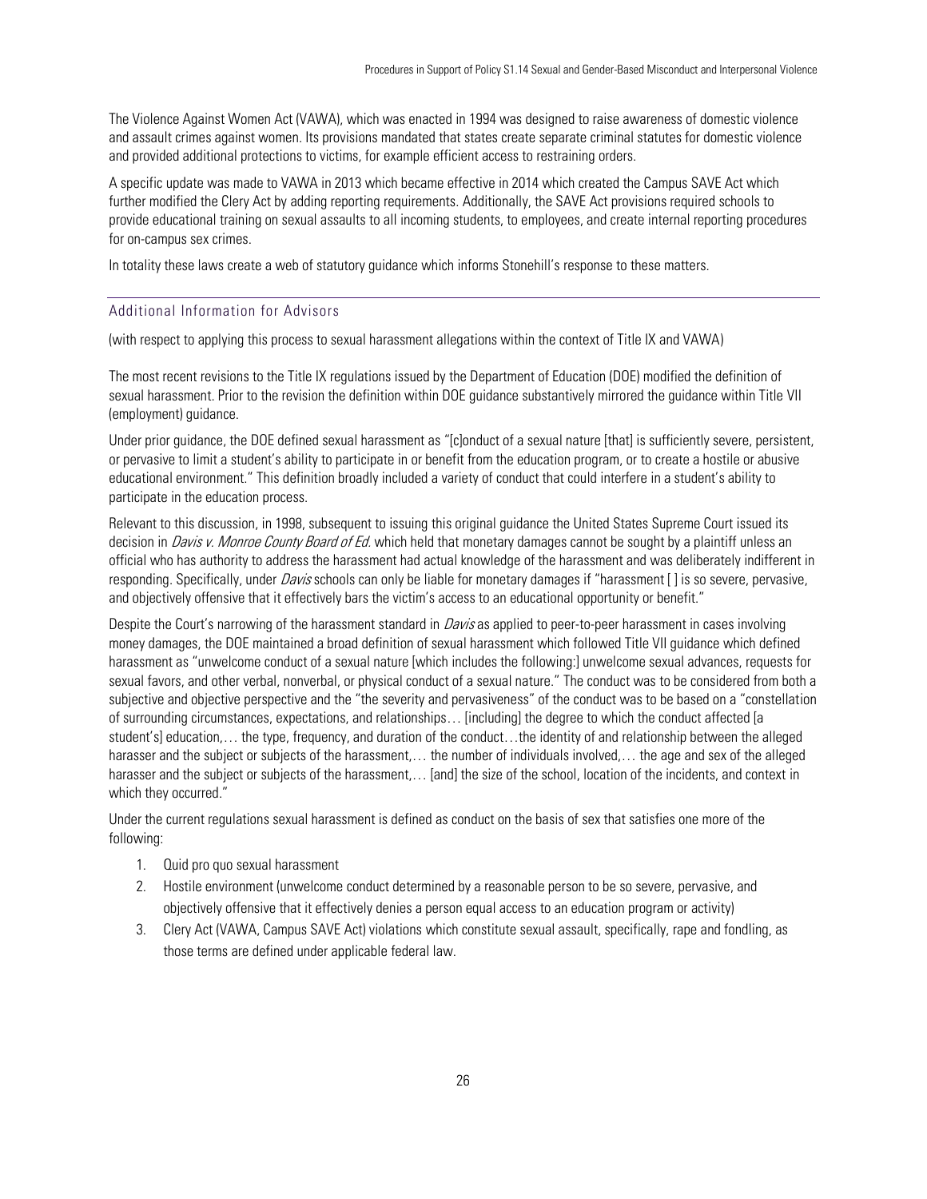The Violence Against Women Act (VAWA), which was enacted in 1994 was designed to raise awareness of domestic violence and assault crimes against women. Its provisions mandated that states create separate criminal statutes for domestic violence and provided additional protections to victims, for example efficient access to restraining orders.

A specific update was made to VAWA in 2013 which became effective in 2014 which created the Campus SAVE Act which further modified the Clery Act by adding reporting requirements. Additionally, the SAVE Act provisions required schools to provide educational training on sexual assaults to all incoming students, to employees, and create internal reporting procedures for on-campus sex crimes.

In totality these laws create a web of statutory guidance which informs Stonehill's response to these matters.

## Additional Information for Advisors

(with respect to applying this process to sexual harassment allegations within the context of Title IX and VAWA)

The most recent revisions to the Title IX regulations issued by the Department of Education (DOE) modified the definition of sexual harassment. Prior to the revision the definition within DOE guidance substantively mirrored the guidance within Title VII (employment) guidance.

Under prior guidance, the DOE defined sexual harassment as "[c]onduct of a sexual nature [that] is sufficiently severe, persistent, or pervasive to limit a student's ability to participate in or benefit from the education program, or to create a hostile or abusive educational environment." This definition broadly included a variety of conduct that could interfere in a student's ability to participate in the education process.

Relevant to this discussion, in 1998, subsequent to issuing this original guidance the United States Supreme Court issued its decision in *Davis v. Monroe County Board of Ed.* which held that monetary damages cannot be sought by a plaintiff unless an official who has authority to address the harassment had actual knowledge of the harassment and was deliberately indifferent in responding. Specifically, under *Davis* schools can only be liable for monetary damages if "harassment [ ] is so severe, pervasive, and objectively offensive that it effectively bars the victim's access to an educational opportunity or benefit."

Despite the Court's narrowing of the harassment standard in *Davis* as applied to peer-to-peer harassment in cases involving money damages, the DOE maintained a broad definition of sexual harassment which followed Title VII guidance which defined harassment as "unwelcome conduct of a sexual nature [which includes the following:] unwelcome sexual advances, requests for sexual favors, and other verbal, nonverbal, or physical conduct of a sexual nature." The conduct was to be considered from both a subjective and objective perspective and the "the severity and pervasiveness" of the conduct was to be based on a "constellation of surrounding circumstances, expectations, and relationships… [including] the degree to which the conduct affected [a student's] education,… the type, frequency, and duration of the conduct…the identity of and relationship between the alleged harasser and the subject or subjects of the harassment,… the number of individuals involved,… the age and sex of the alleged harasser and the subject or subjects of the harassment,… [and] the size of the school, location of the incidents, and context in which they occurred."

Under the current regulations sexual harassment is defined as conduct on the basis of sex that satisfies one more of the following:

1. Quid pro quo sexual harassment
2. Hostile environment (unwelcome conduct determined by a reasonable person to be so severe, pervasive, and objectively offensive that it effectively denies a person equal access to an education program or activity)
3. Clery Act (VAWA, Campus SAVE Act) violations which constitute sexual assault, specifically, rape and fondling, as those terms are defined under applicable federal law.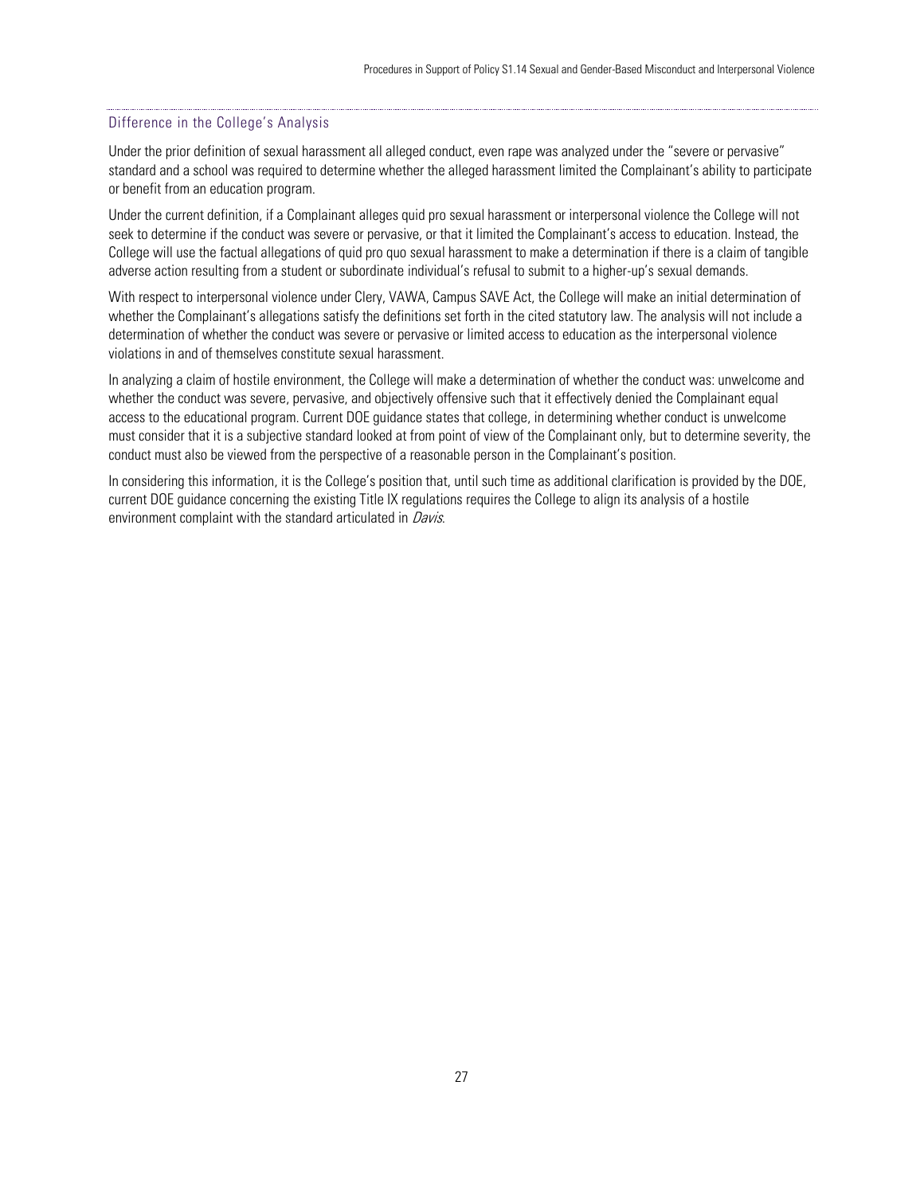### Difference in the College's Analysis

Under the prior definition of sexual harassment all alleged conduct, even rape was analyzed under the "severe or pervasive" standard and a school was required to determine whether the alleged harassment limited the Complainant's ability to participate or benefit from an education program.

Under the current definition, if a Complainant alleges quid pro sexual harassment or interpersonal violence the College will not seek to determine if the conduct was severe or pervasive, or that it limited the Complainant's access to education. Instead, the College will use the factual allegations of quid pro quo sexual harassment to make a determination if there is a claim of tangible adverse action resulting from a student or subordinate individual's refusal to submit to a higher-up's sexual demands.

With respect to interpersonal violence under Clery, VAWA, Campus SAVE Act, the College will make an initial determination of whether the Complainant's allegations satisfy the definitions set forth in the cited statutory law. The analysis will not include a determination of whether the conduct was severe or pervasive or limited access to education as the interpersonal violence violations in and of themselves constitute sexual harassment.

In analyzing a claim of hostile environment, the College will make a determination of whether the conduct was: unwelcome and whether the conduct was severe, pervasive, and objectively offensive such that it effectively denied the Complainant equal access to the educational program. Current DOE guidance states that college, in determining whether conduct is unwelcome must consider that it is a subjective standard looked at from point of view of the Complainant only, but to determine severity, the conduct must also be viewed from the perspective of a reasonable person in the Complainant's position.

In considering this information, it is the College's position that, until such time as additional clarification is provided by the DOE, current DOE guidance concerning the existing Title IX regulations requires the College to align its analysis of a hostile environment complaint with the standard articulated in *Davis*.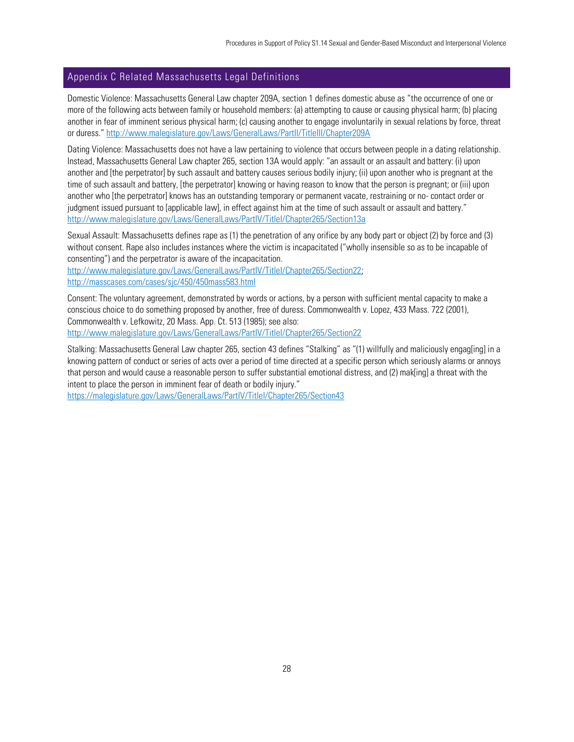## Appendix C Related Massachusetts Legal Definitions

Domestic Violence: Massachusetts General Law chapter 209A, section 1 defines domestic abuse as "the occurrence of one or more of the following acts between family or household members: (a) attempting to cause or causing physical harm; (b) placing another in fear of imminent serious physical harm; (c) causing another to engage involuntarily in sexual relations by force, threat or duress." http://www.malegislature.gov/Laws/GeneralLaws/PartII/TitleIII/Chapter209A

Dating Violence: Massachusetts does not have a law pertaining to violence that occurs between people in a dating relationship. Instead, Massachusetts General Law chapter 265, section 13A would apply: "an assault or an assault and battery: (i) upon another and [the perpetrator] by such assault and battery causes serious bodily injury; (ii) upon another who is pregnant at the time of such assault and battery, [the perpetrator] knowing or having reason to know that the person is pregnant; or (iii) upon another who [the perpetrator] knows has an outstanding temporary or permanent vacate, restraining or no- contact order or judgment issued pursuant to [applicable law], in effect against him at the time of such assault or assault and battery." http://www.malegislature.gov/Laws/GeneralLaws/PartIV/TitleI/Chapter265/Section13a

Sexual Assault: Massachusetts defines rape as (1) the penetration of any orifice by any body part or object (2) by force and (3) without consent. Rape also includes instances where the victim is incapacitated ("wholly insensible so as to be incapable of consenting") and the perpetrator is aware of the incapacitation.
http://www.malegislature.gov/Laws/GeneralLaws/PartIV/TitleI/Chapter265/Section22; http://masscases.com/cases/sjc/450/450mass583.html

Consent: The voluntary agreement, demonstrated by words or actions, by a person with sufficient mental capacity to make a conscious choice to do something proposed by another, free of duress. Commonwealth v. Lopez, 433 Mass. 722 (2001), Commonwealth v. Lefkowitz, 20 Mass. App. Ct. 513 (1985); see also:
http://www.malegislature.gov/Laws/GeneralLaws/PartIV/TitleI/Chapter265/Section22

Stalking: Massachusetts General Law chapter 265, section 43 defines "Stalking" as "(1) willfully and maliciously engag[ing] in a knowing pattern of conduct or series of acts over a period of time directed at a specific person which seriously alarms or annoys that person and would cause a reasonable person to suffer substantial emotional distress, and (2) mak[ing] a threat with the intent to place the person in imminent fear of death or bodily injury."
https://malegislature.gov/Laws/GeneralLaws/PartIV/TitleI/Chapter265/Section43